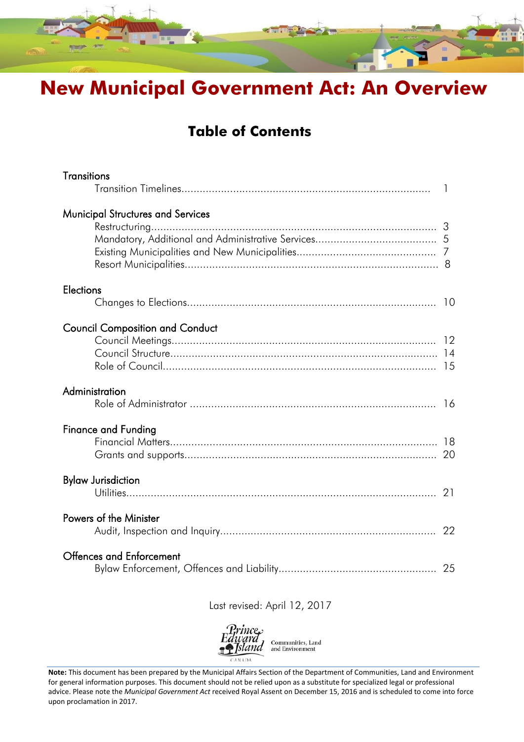# New Municipal Government Act: An Overview

## Table of Contents

**Transitions**
- Transition Timelines ........ 1

**Municipal Structures and Services**
- Restructuring ........ 3
- Mandatory, Additional and Administrative Services ........ 5
- Existing Municipalities and New Municipalities ........ 7
- Resort Municipalities ........ 8

**Elections**
- Changes to Elections ........ 10

**Council Composition and Conduct**
- Council Meetings ........ 12
- Council Structure ........ 14
- Role of Council ........ 15

**Administration**
- Role of Administrator ........ 16

**Finance and Funding**
- Financial Matters ........ 18
- Grants and supports ........ 20

**Bylaw Jurisdiction**
- Utilities ........ 21

**Powers of the Minister**
- Audit, Inspection and Inquiry ........ 22

**Offences and Enforcement**
- Bylaw Enforcement, Offences and Liability ........ 25

Last revised: April 12, 2017

Prince Edward Island, Canada — Communities, Land and Environment

**Note:** This document has been prepared by the Municipal Affairs Section of the Department of Communities, Land and Environment for general information purposes. This document should not be relied upon as a substitute for specialized legal or professional advice. Please note the *Municipal Government Act* received Royal Assent on December 15, 2016 and is scheduled to come into force upon proclamation in 2017.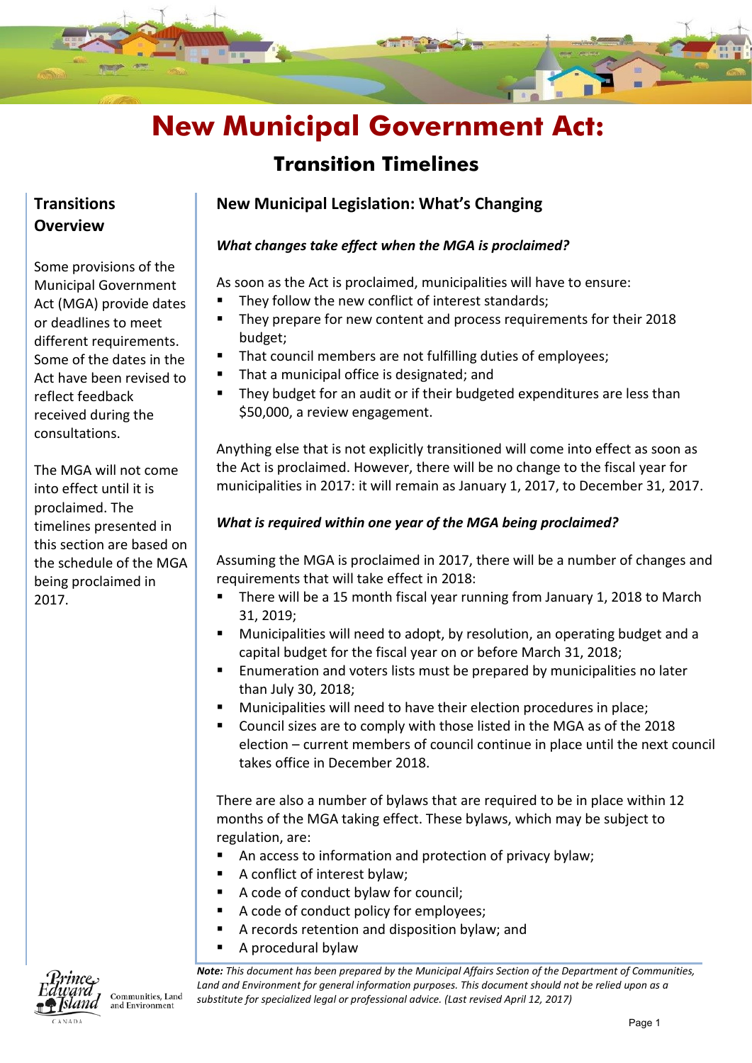# New Municipal Government Act:

## Transition Timelines

### Transitions Overview

Some provisions of the Municipal Government Act (MGA) provide dates or deadlines to meet different requirements. Some of the dates in the Act have been revised to reflect feedback received during the consultations.

The MGA will not come into effect until it is proclaimed. The timelines presented in this section are based on the schedule of the MGA being proclaimed in 2017.

### New Municipal Legislation: What's Changing

***What changes take effect when the MGA is proclaimed?***

As soon as the Act is proclaimed, municipalities will have to ensure:

- They follow the new conflict of interest standards;
- They prepare for new content and process requirements for their 2018 budget;
- That council members are not fulfilling duties of employees;
- That a municipal office is designated; and
- They budget for an audit or if their budgeted expenditures are less than $50,000, a review engagement.

Anything else that is not explicitly transitioned will come into effect as soon as the Act is proclaimed. However, there will be no change to the fiscal year for municipalities in 2017: it will remain as January 1, 2017, to December 31, 2017.

***What is required within one year of the MGA being proclaimed?***

Assuming the MGA is proclaimed in 2017, there will be a number of changes and requirements that will take effect in 2018:

- There will be a 15 month fiscal year running from January 1, 2018 to March 31, 2019;
- Municipalities will need to adopt, by resolution, an operating budget and a capital budget for the fiscal year on or before March 31, 2018;
- Enumeration and voters lists must be prepared by municipalities no later than July 30, 2018;
- Municipalities will need to have their election procedures in place;
- Council sizes are to comply with those listed in the MGA as of the 2018 election – current members of council continue in place until the next council takes office in December 2018.

There are also a number of bylaws that are required to be in place within 12 months of the MGA taking effect. These bylaws, which may be subject to regulation, are:

- An access to information and protection of privacy bylaw;
- A conflict of interest bylaw;
- A code of conduct bylaw for council;
- A code of conduct policy for employees;
- A records retention and disposition bylaw; and
- A procedural bylaw

***Note:*** *This document has been prepared by the Municipal Affairs Section of the Department of Communities, Land and Environment for general information purposes. This document should not be relied upon as a substitute for specialized legal or professional advice. (Last revised April 12, 2017)*

Prince Edward Island Canada — Communities, Land and Environment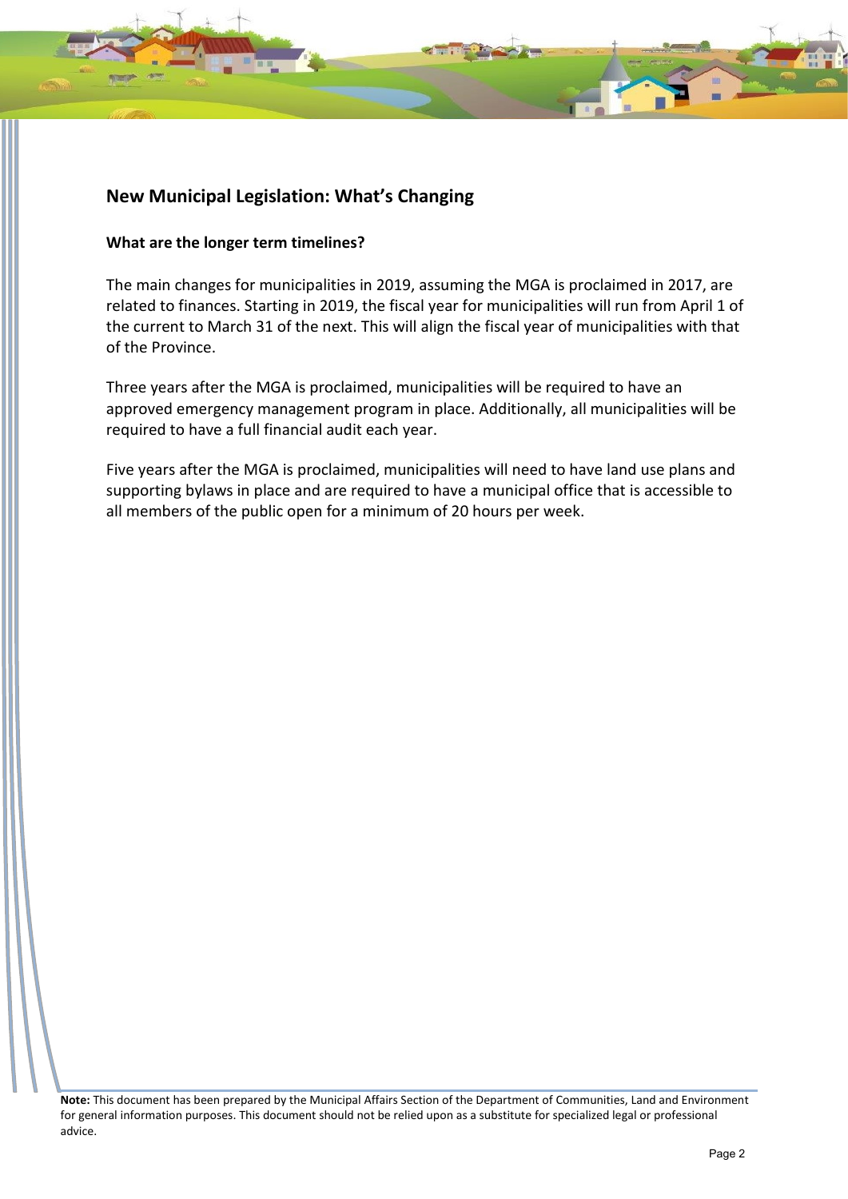## New Municipal Legislation: What's Changing

### What are the longer term timelines?

The main changes for municipalities in 2019, assuming the MGA is proclaimed in 2017, are related to finances. Starting in 2019, the fiscal year for municipalities will run from April 1 of the current to March 31 of the next. This will align the fiscal year of municipalities with that of the Province.

Three years after the MGA is proclaimed, municipalities will be required to have an approved emergency management program in place. Additionally, all municipalities will be required to have a full financial audit each year.

Five years after the MGA is proclaimed, municipalities will need to have land use plans and supporting bylaws in place and are required to have a municipal office that is accessible to all members of the public open for a minimum of 20 hours per week.

**Note:** This document has been prepared by the Municipal Affairs Section of the Department of Communities, Land and Environment for general information purposes. This document should not be relied upon as a substitute for specialized legal or professional advice.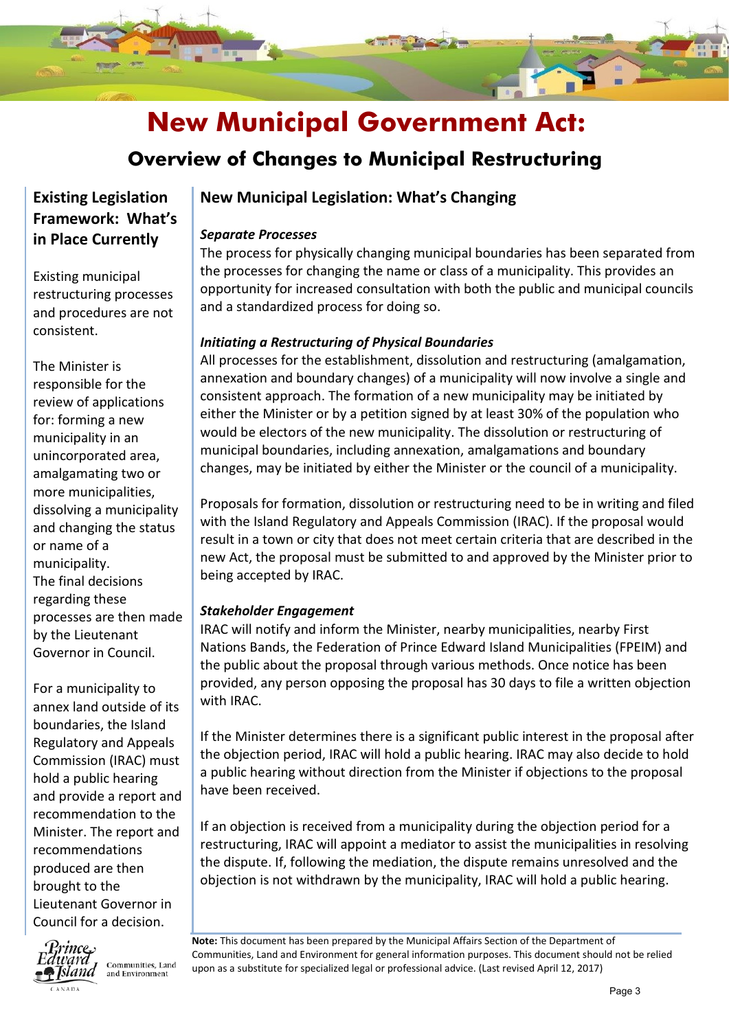# New Municipal Government Act:

## Overview of Changes to Municipal Restructuring

### Existing Legislation Framework: What's in Place Currently

Existing municipal restructuring processes and procedures are not consistent.

The Minister is responsible for the review of applications for: forming a new municipality in an unincorporated area, amalgamating two or more municipalities, dissolving a municipality and changing the status or name of a municipality. The final decisions regarding these processes are then made by the Lieutenant Governor in Council.

For a municipality to annex land outside of its boundaries, the Island Regulatory and Appeals Commission (IRAC) must hold a public hearing and provide a report and recommendation to the Minister. The report and recommendations produced are then brought to the Lieutenant Governor in Council for a decision.

### New Municipal Legislation: What's Changing

***Separate Processes***

The process for physically changing municipal boundaries has been separated from the processes for changing the name or class of a municipality. This provides an opportunity for increased consultation with both the public and municipal councils and a standardized process for doing so.

***Initiating a Restructuring of Physical Boundaries***

All processes for the establishment, dissolution and restructuring (amalgamation, annexation and boundary changes) of a municipality will now involve a single and consistent approach. The formation of a new municipality may be initiated by either the Minister or by a petition signed by at least 30% of the population who would be electors of the new municipality. The dissolution or restructuring of municipal boundaries, including annexation, amalgamations and boundary changes, may be initiated by either the Minister or the council of a municipality.

Proposals for formation, dissolution or restructuring need to be in writing and filed with the Island Regulatory and Appeals Commission (IRAC). If the proposal would result in a town or city that does not meet certain criteria that are described in the new Act, the proposal must be submitted to and approved by the Minister prior to being accepted by IRAC.

***Stakeholder Engagement***

IRAC will notify and inform the Minister, nearby municipalities, nearby First Nations Bands, the Federation of Prince Edward Island Municipalities (FPEIM) and the public about the proposal through various methods. Once notice has been provided, any person opposing the proposal has 30 days to file a written objection with IRAC.

If the Minister determines there is a significant public interest in the proposal after the objection period, IRAC will hold a public hearing. IRAC may also decide to hold a public hearing without direction from the Minister if objections to the proposal have been received.

If an objection is received from a municipality during the objection period for a restructuring, IRAC will appoint a mediator to assist the municipalities in resolving the dispute. If, following the mediation, the dispute remains unresolved and the objection is not withdrawn by the municipality, IRAC will hold a public hearing.

**Note:** This document has been prepared by the Municipal Affairs Section of the Department of Communities, Land and Environment for general information purposes. This document should not be relied upon as a substitute for specialized legal or professional advice. (Last revised April 12, 2017)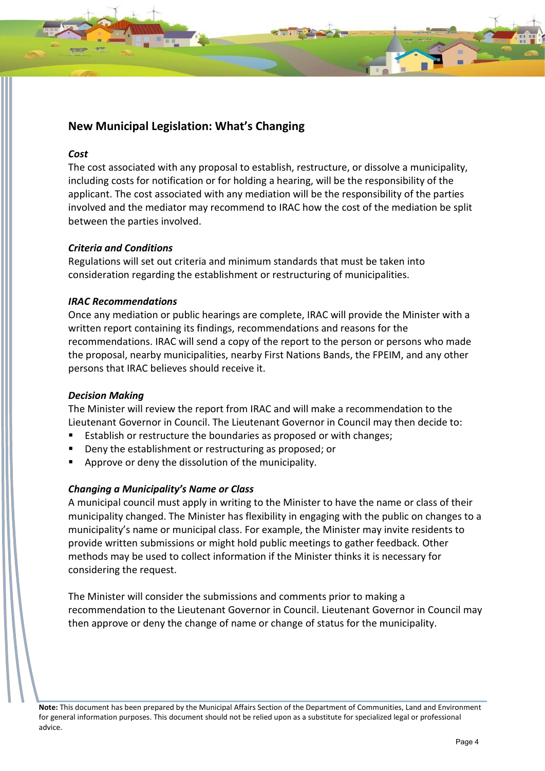## New Municipal Legislation: What's Changing

***Cost***

The cost associated with any proposal to establish, restructure, or dissolve a municipality, including costs for notification or for holding a hearing, will be the responsibility of the applicant. The cost associated with any mediation will be the responsibility of the parties involved and the mediator may recommend to IRAC how the cost of the mediation be split between the parties involved.

***Criteria and Conditions***

Regulations will set out criteria and minimum standards that must be taken into consideration regarding the establishment or restructuring of municipalities.

***IRAC Recommendations***

Once any mediation or public hearings are complete, IRAC will provide the Minister with a written report containing its findings, recommendations and reasons for the recommendations. IRAC will send a copy of the report to the person or persons who made the proposal, nearby municipalities, nearby First Nations Bands, the FPEIM, and any other persons that IRAC believes should receive it.

***Decision Making***

The Minister will review the report from IRAC and will make a recommendation to the Lieutenant Governor in Council. The Lieutenant Governor in Council may then decide to:

- Establish or restructure the boundaries as proposed or with changes;
- Deny the establishment or restructuring as proposed; or
- Approve or deny the dissolution of the municipality.

***Changing a Municipality's Name or Class***

A municipal council must apply in writing to the Minister to have the name or class of their municipality changed. The Minister has flexibility in engaging with the public on changes to a municipality's name or municipal class. For example, the Minister may invite residents to provide written submissions or might hold public meetings to gather feedback. Other methods may be used to collect information if the Minister thinks it is necessary for considering the request.

The Minister will consider the submissions and comments prior to making a recommendation to the Lieutenant Governor in Council. Lieutenant Governor in Council may then approve or deny the change of name or change of status for the municipality.

**Note:** This document has been prepared by the Municipal Affairs Section of the Department of Communities, Land and Environment for general information purposes. This document should not be relied upon as a substitute for specialized legal or professional advice.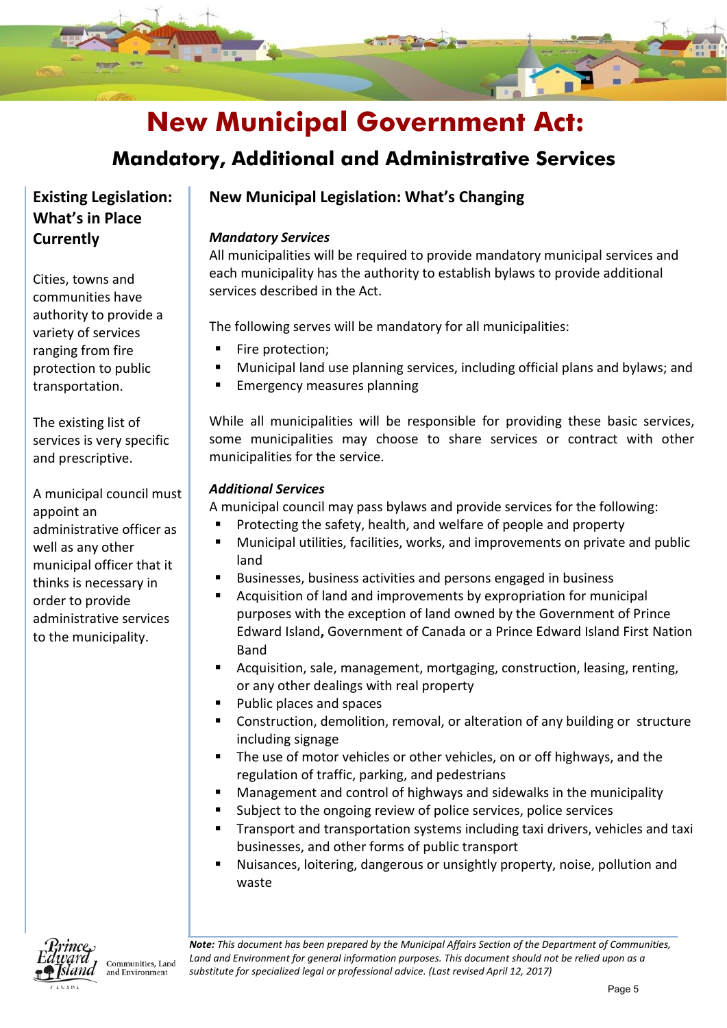# New Municipal Government Act:

## Mandatory, Additional and Administrative Services

### Existing Legislation: What's in Place Currently

Cities, towns and communities have authority to provide a variety of services ranging from fire protection to public transportation.

The existing list of services is very specific and prescriptive.

A municipal council must appoint an administrative officer as well as any other municipal officer that it thinks is necessary in order to provide administrative services to the municipality.

### New Municipal Legislation: What's Changing

***Mandatory Services***

All municipalities will be required to provide mandatory municipal services and each municipality has the authority to establish bylaws to provide additional services described in the Act.

The following serves will be mandatory for all municipalities:

- Fire protection;
- Municipal land use planning services, including official plans and bylaws; and
- Emergency measures planning

While all municipalities will be responsible for providing these basic services, some municipalities may choose to share services or contract with other municipalities for the service.

***Additional Services***

A municipal council may pass bylaws and provide services for the following:

- Protecting the safety, health, and welfare of people and property
- Municipal utilities, facilities, works, and improvements on private and public land
- Businesses, business activities and persons engaged in business
- Acquisition of land and improvements by expropriation for municipal purposes with the exception of land owned by the Government of Prince Edward Island**,** Government of Canada or a Prince Edward Island First Nation Band
- Acquisition, sale, management, mortgaging, construction, leasing, renting, or any other dealings with real property
- Public places and spaces
- Construction, demolition, removal, or alteration of any building or structure including signage
- The use of motor vehicles or other vehicles, on or off highways, and the regulation of traffic, parking, and pedestrians
- Management and control of highways and sidewalks in the municipality
- Subject to the ongoing review of police services, police services
- Transport and transportation systems including taxi drivers, vehicles and taxi businesses, and other forms of public transport
- Nuisances, loitering, dangerous or unsightly property, noise, pollution and waste

Prince Edward Island Canada — Communities, Land and Environment

***Note:*** *This document has been prepared by the Municipal Affairs Section of the Department of Communities, Land and Environment for general information purposes. This document should not be relied upon as a substitute for specialized legal or professional advice. (Last revised April 12, 2017)*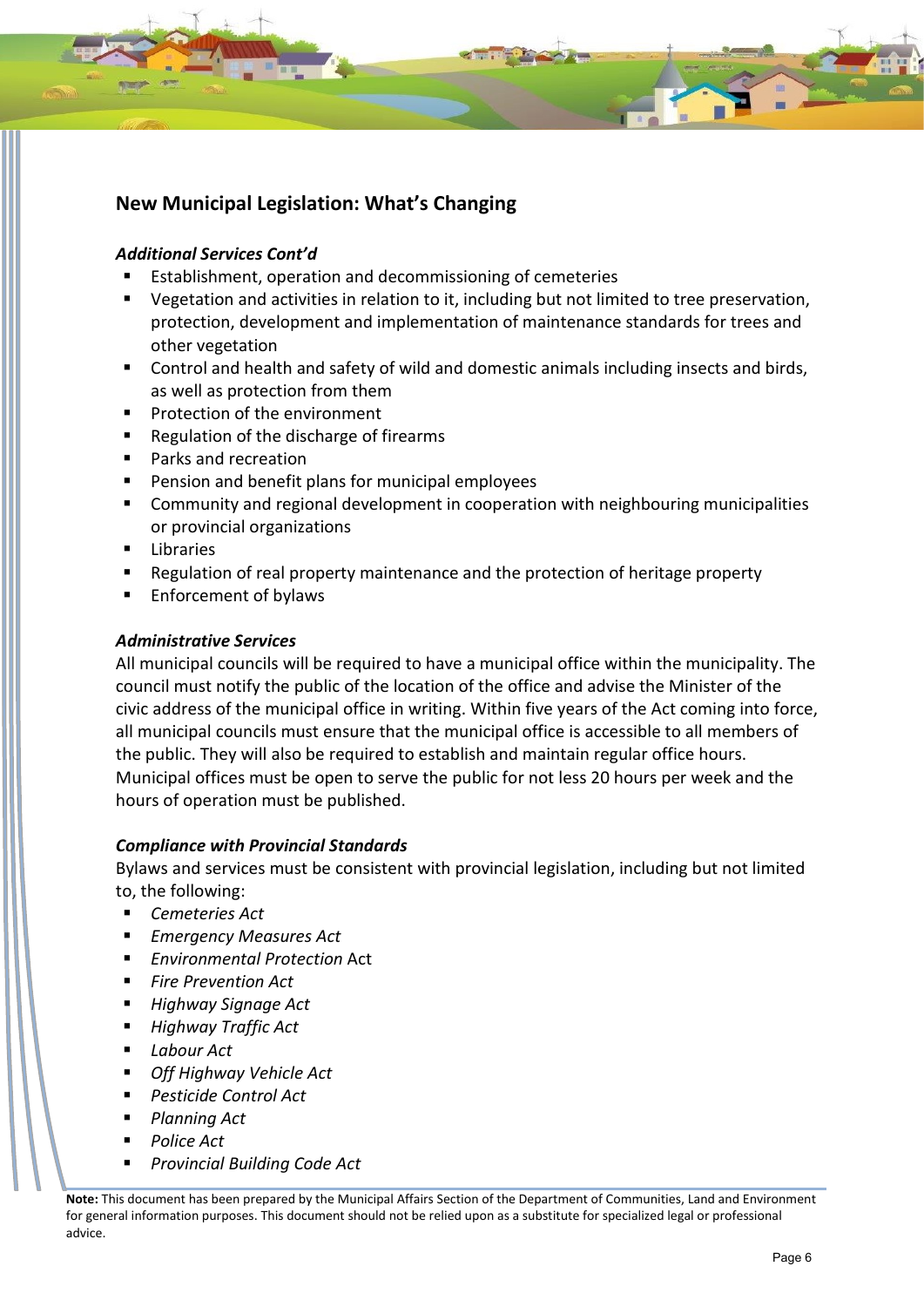## New Municipal Legislation: What's Changing

***Additional Services Cont'd***

- Establishment, operation and decommissioning of cemeteries
- Vegetation and activities in relation to it, including but not limited to tree preservation, protection, development and implementation of maintenance standards for trees and other vegetation
- Control and health and safety of wild and domestic animals including insects and birds, as well as protection from them
- Protection of the environment
- Regulation of the discharge of firearms
- Parks and recreation
- Pension and benefit plans for municipal employees
- Community and regional development in cooperation with neighbouring municipalities or provincial organizations
- Libraries
- Regulation of real property maintenance and the protection of heritage property
- Enforcement of bylaws

***Administrative Services***

All municipal councils will be required to have a municipal office within the municipality. The council must notify the public of the location of the office and advise the Minister of the civic address of the municipal office in writing. Within five years of the Act coming into force, all municipal councils must ensure that the municipal office is accessible to all members of the public. They will also be required to establish and maintain regular office hours. Municipal offices must be open to serve the public for not less 20 hours per week and the hours of operation must be published.

***Compliance with Provincial Standards***

Bylaws and services must be consistent with provincial legislation, including but not limited to, the following:

- *Cemeteries Act*
- *Emergency Measures Act*
- *Environmental Protection* Act
- *Fire Prevention Act*
- *Highway Signage Act*
- *Highway Traffic Act*
- *Labour Act*
- *Off Highway Vehicle Act*
- *Pesticide Control Act*
- *Planning Act*
- *Police Act*
- *Provincial Building Code Act*

**Note:** This document has been prepared by the Municipal Affairs Section of the Department of Communities, Land and Environment for general information purposes. This document should not be relied upon as a substitute for specialized legal or professional advice.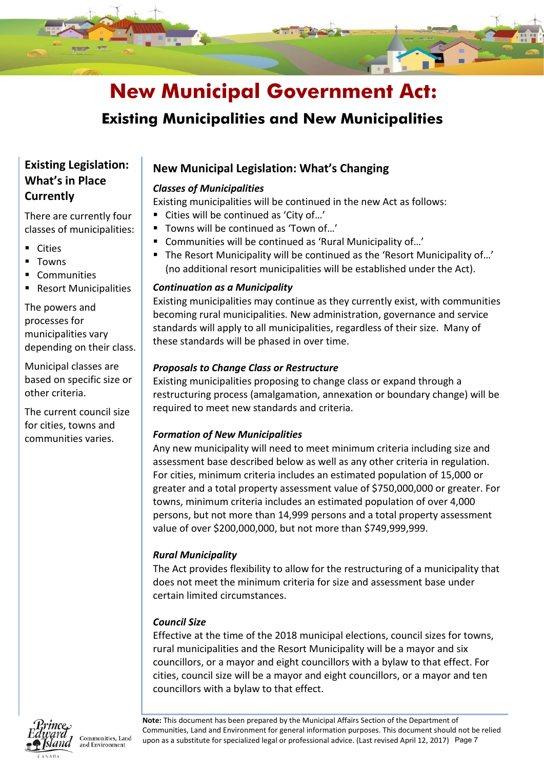# New Municipal Government Act:

## Existing Municipalities and New Municipalities

### Existing Legislation: What's in Place Currently

There are currently four classes of municipalities:

- Cities
- Towns
- Communities
- Resort Municipalities

The powers and processes for municipalities vary depending on their class.

Municipal classes are based on specific size or other criteria.

The current council size for cities, towns and communities varies.

### New Municipal Legislation: What's Changing

***Classes of Municipalities***

Existing municipalities will be continued in the new Act as follows:

- Cities will be continued as 'City of…'
- Towns will be continued as 'Town of…'
- Communities will be continued as 'Rural Municipality of…'
- The Resort Municipality will be continued as the 'Resort Municipality of…' (no additional resort municipalities will be established under the Act).

***Continuation as a Municipality***

Existing municipalities may continue as they currently exist, with communities becoming rural municipalities. New administration, governance and service standards will apply to all municipalities, regardless of their size. Many of these standards will be phased in over time.

***Proposals to Change Class or Restructure***

Existing municipalities proposing to change class or expand through a restructuring process (amalgamation, annexation or boundary change) will be required to meet new standards and criteria.

***Formation of New Municipalities***

Any new municipality will need to meet minimum criteria including size and assessment base described below as well as any other criteria in regulation. For cities, minimum criteria includes an estimated population of 15,000 or greater and a total property assessment value of $750,000,000 or greater. For towns, minimum criteria includes an estimated population of over 4,000 persons, but not more than 14,999 persons and a total property assessment value of over $200,000,000, but not more than $749,999,999.

***Rural Municipality***

The Act provides flexibility to allow for the restructuring of a municipality that does not meet the minimum criteria for size and assessment base under certain limited circumstances.

***Council Size***

Effective at the time of the 2018 municipal elections, council sizes for towns, rural municipalities and the Resort Municipality will be a mayor and six councillors, or a mayor and eight councillors with a bylaw to that effect. For cities, council size will be a mayor and eight councillors, or a mayor and ten councillors with a bylaw to that effect.

**Note:** This document has been prepared by the Municipal Affairs Section of the Department of Communities, Land and Environment for general information purposes. This document should not be relied upon as a substitute for specialized legal or professional advice. (Last revised April 12, 2017)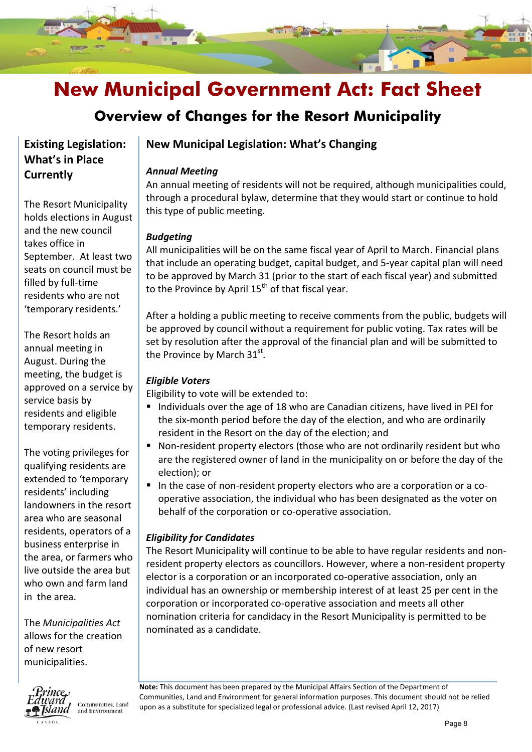# New Municipal Government Act: Fact Sheet

## Overview of Changes for the Resort Municipality

### Existing Legislation: What's in Place Currently

The Resort Municipality holds elections in August and the new council takes office in September. At least two seats on council must be filled by full-time residents who are not 'temporary residents.'

The Resort holds an annual meeting in August. During the meeting, the budget is approved on a service by service basis by residents and eligible temporary residents.

The voting privileges for qualifying residents are extended to 'temporary residents' including landowners in the resort area who are seasonal residents, operators of a business enterprise in the area, or farmers who live outside the area but who own and farm land in the area.

The *Municipalities Act* allows for the creation of new resort municipalities.

### New Municipal Legislation: What's Changing

***Annual Meeting***

An annual meeting of residents will not be required, although municipalities could, through a procedural bylaw, determine that they would start or continue to hold this type of public meeting.

***Budgeting***

All municipalities will be on the same fiscal year of April to March. Financial plans that include an operating budget, capital budget, and 5-year capital plan will need to be approved by March 31 (prior to the start of each fiscal year) and submitted to the Province by April 15th of that fiscal year.

After a holding a public meeting to receive comments from the public, budgets will be approved by council without a requirement for public voting. Tax rates will be set by resolution after the approval of the financial plan and will be submitted to the Province by March 31st.

***Eligible Voters***

Eligibility to vote will be extended to:

- Individuals over the age of 18 who are Canadian citizens, have lived in PEI for the six-month period before the day of the election, and who are ordinarily resident in the Resort on the day of the election; and
- Non-resident property electors (those who are not ordinarily resident but who are the registered owner of land in the municipality on or before the day of the election); or
- In the case of non-resident property electors who are a corporation or a co-operative association, the individual who has been designated as the voter on behalf of the corporation or co-operative association.

***Eligibility for Candidates***

The Resort Municipality will continue to be able to have regular residents and non-resident property electors as councillors. However, where a non-resident property elector is a corporation or an incorporated co-operative association, only an individual has an ownership or membership interest of at least 25 per cent in the corporation or incorporated co-operative association and meets all other nomination criteria for candidacy in the Resort Municipality is permitted to be nominated as a candidate.

Prince Edward Island Canada — Communities, Land and Environment

**Note:** This document has been prepared by the Municipal Affairs Section of the Department of Communities, Land and Environment for general information purposes. This document should not be relied upon as a substitute for specialized legal or professional advice. (Last revised April 12, 2017)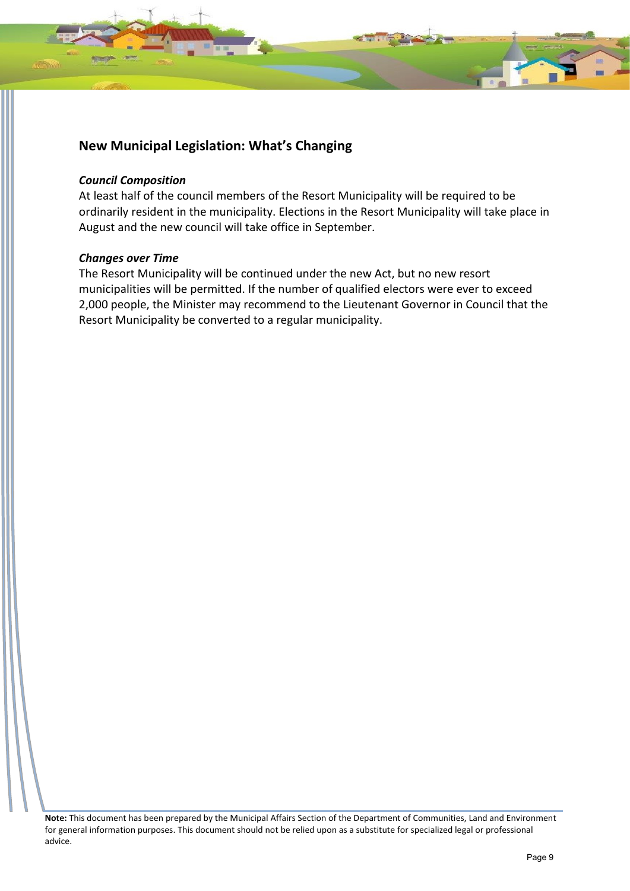## New Municipal Legislation: What's Changing

***Council Composition***

At least half of the council members of the Resort Municipality will be required to be ordinarily resident in the municipality. Elections in the Resort Municipality will take place in August and the new council will take office in September.

***Changes over Time***

The Resort Municipality will be continued under the new Act, but no new resort municipalities will be permitted. If the number of qualified electors were ever to exceed 2,000 people, the Minister may recommend to the Lieutenant Governor in Council that the Resort Municipality be converted to a regular municipality.

**Note:** This document has been prepared by the Municipal Affairs Section of the Department of Communities, Land and Environment for general information purposes. This document should not be relied upon as a substitute for specialized legal or professional advice.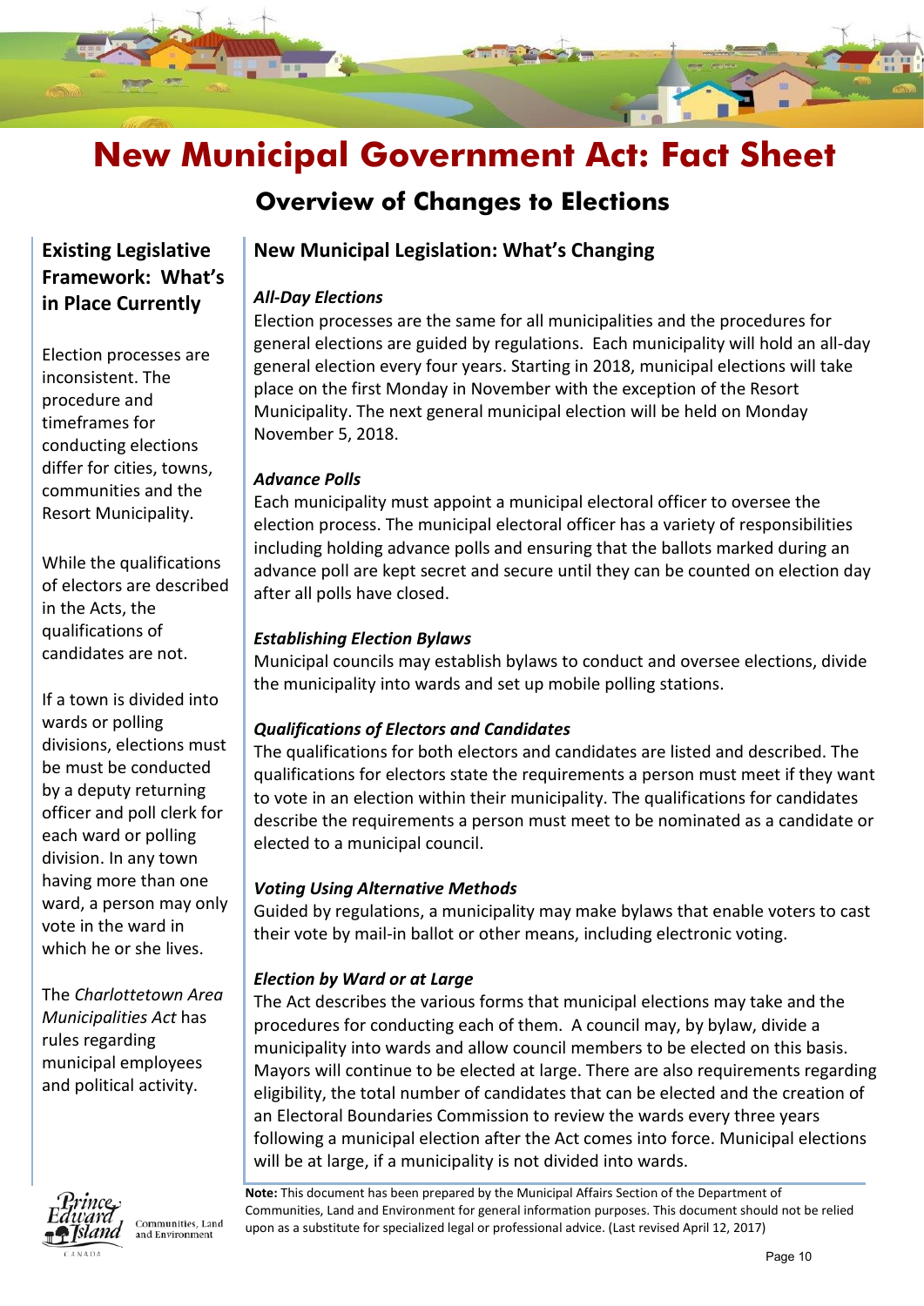# New Municipal Government Act: Fact Sheet

## Overview of Changes to Elections

### Existing Legislative Framework: What's in Place Currently

Election processes are inconsistent. The procedure and timeframes for conducting elections differ for cities, towns, communities and the Resort Municipality.

While the qualifications of electors are described in the Acts, the qualifications of candidates are not.

If a town is divided into wards or polling divisions, elections must be must be conducted by a deputy returning officer and poll clerk for each ward or polling division. In any town having more than one ward, a person may only vote in the ward in which he or she lives.

The *Charlottetown Area Municipalities Act* has rules regarding municipal employees and political activity.

### New Municipal Legislation: What's Changing

***All-Day Elections***

Election processes are the same for all municipalities and the procedures for general elections are guided by regulations. Each municipality will hold an all-day general election every four years. Starting in 2018, municipal elections will take place on the first Monday in November with the exception of the Resort Municipality. The next general municipal election will be held on Monday November 5, 2018.

***Advance Polls***

Each municipality must appoint a municipal electoral officer to oversee the election process. The municipal electoral officer has a variety of responsibilities including holding advance polls and ensuring that the ballots marked during an advance poll are kept secret and secure until they can be counted on election day after all polls have closed.

***Establishing Election Bylaws***

Municipal councils may establish bylaws to conduct and oversee elections, divide the municipality into wards and set up mobile polling stations.

***Qualifications of Electors and Candidates***

The qualifications for both electors and candidates are listed and described. The qualifications for electors state the requirements a person must meet if they want to vote in an election within their municipality. The qualifications for candidates describe the requirements a person must meet to be nominated as a candidate or elected to a municipal council.

***Voting Using Alternative Methods***

Guided by regulations, a municipality may make bylaws that enable voters to cast their vote by mail-in ballot or other means, including electronic voting.

***Election by Ward or at Large***

The Act describes the various forms that municipal elections may take and the procedures for conducting each of them. A council may, by bylaw, divide a municipality into wards and allow council members to be elected on this basis. Mayors will continue to be elected at large. There are also requirements regarding eligibility, the total number of candidates that can be elected and the creation of an Electoral Boundaries Commission to review the wards every three years following a municipal election after the Act comes into force. Municipal elections will be at large, if a municipality is not divided into wards.

**Note:** This document has been prepared by the Municipal Affairs Section of the Department of Communities, Land and Environment for general information purposes. This document should not be relied upon as a substitute for specialized legal or professional advice. (Last revised April 12, 2017)

Prince Edward Island Canada — Communities, Land and Environment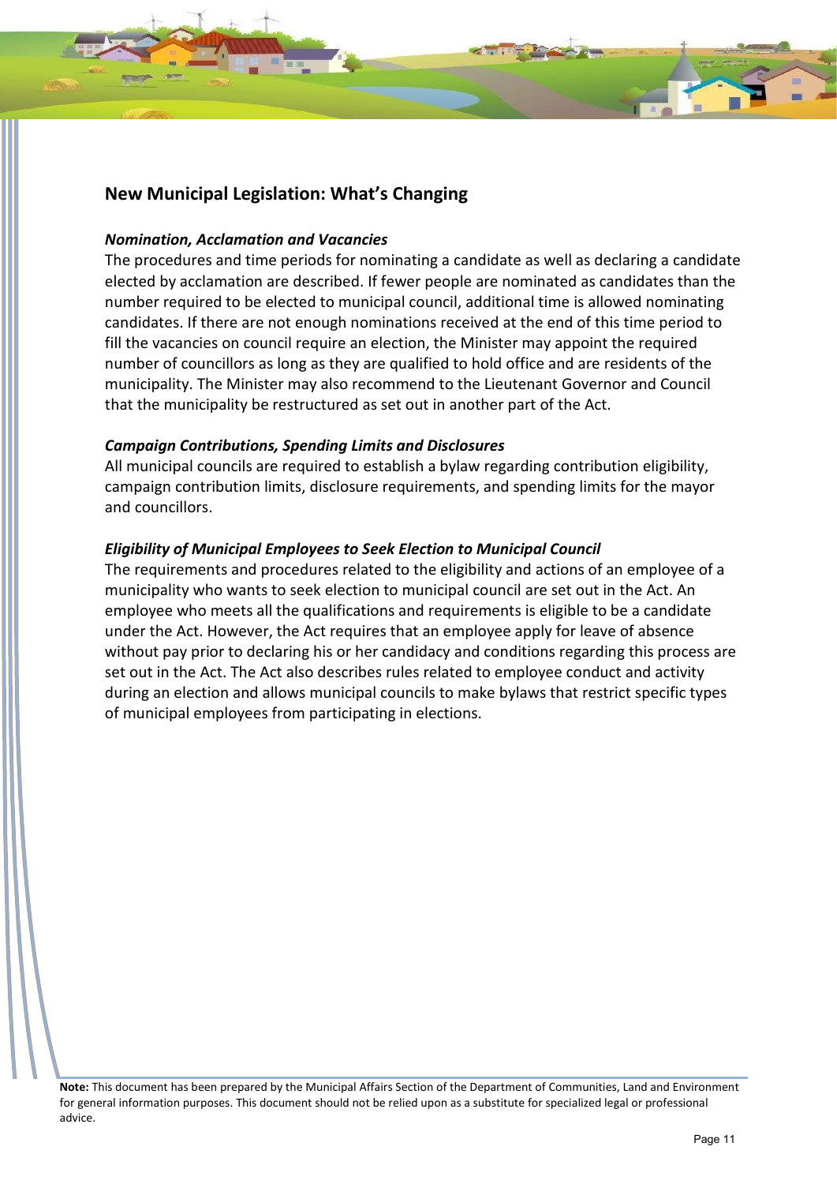## New Municipal Legislation: What's Changing

### *Nomination, Acclamation and Vacancies*

The procedures and time periods for nominating a candidate as well as declaring a candidate elected by acclamation are described. If fewer people are nominated as candidates than the number required to be elected to municipal council, additional time is allowed nominating candidates. If there are not enough nominations received at the end of this time period to fill the vacancies on council require an election, the Minister may appoint the required number of councillors as long as they are qualified to hold office and are residents of the municipality. The Minister may also recommend to the Lieutenant Governor and Council that the municipality be restructured as set out in another part of the Act.

### *Campaign Contributions, Spending Limits and Disclosures*

All municipal councils are required to establish a bylaw regarding contribution eligibility, campaign contribution limits, disclosure requirements, and spending limits for the mayor and councillors.

### *Eligibility of Municipal Employees to Seek Election to Municipal Council*

The requirements and procedures related to the eligibility and actions of an employee of a municipality who wants to seek election to municipal council are set out in the Act. An employee who meets all the qualifications and requirements is eligible to be a candidate under the Act. However, the Act requires that an employee apply for leave of absence without pay prior to declaring his or her candidacy and conditions regarding this process are set out in the Act. The Act also describes rules related to employee conduct and activity during an election and allows municipal councils to make bylaws that restrict specific types of municipal employees from participating in elections.

**Note:** This document has been prepared by the Municipal Affairs Section of the Department of Communities, Land and Environment for general information purposes. This document should not be relied upon as a substitute for specialized legal or professional advice.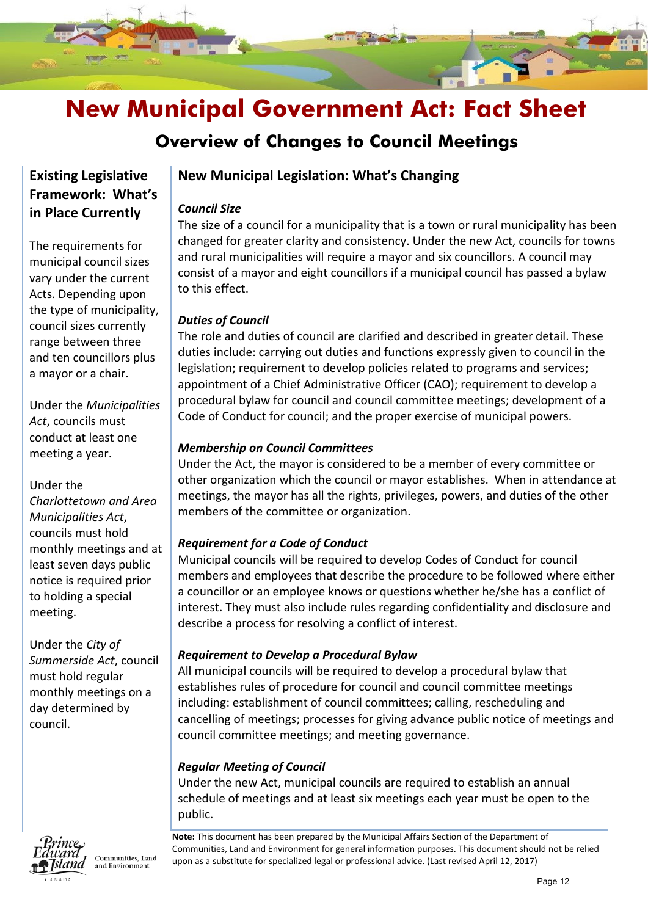# New Municipal Government Act: Fact Sheet

## Overview of Changes to Council Meetings

### Existing Legislative Framework: What's in Place Currently

The requirements for municipal council sizes vary under the current Acts. Depending upon the type of municipality, council sizes currently range between three and ten councillors plus a mayor or a chair.

Under the *Municipalities Act*, councils must conduct at least one meeting a year.

Under the *Charlottetown and Area Municipalities Act*, councils must hold monthly meetings and at least seven days public notice is required prior to holding a special meeting.

Under the *City of Summerside Act*, council must hold regular monthly meetings on a day determined by council.

### New Municipal Legislation: What's Changing

***Council Size***

The size of a council for a municipality that is a town or rural municipality has been changed for greater clarity and consistency. Under the new Act, councils for towns and rural municipalities will require a mayor and six councillors. A council may consist of a mayor and eight councillors if a municipal council has passed a bylaw to this effect.

***Duties of Council***

The role and duties of council are clarified and described in greater detail. These duties include: carrying out duties and functions expressly given to council in the legislation; requirement to develop policies related to programs and services; appointment of a Chief Administrative Officer (CAO); requirement to develop a procedural bylaw for council and council committee meetings; development of a Code of Conduct for council; and the proper exercise of municipal powers.

***Membership on Council Committees***

Under the Act, the mayor is considered to be a member of every committee or other organization which the council or mayor establishes. When in attendance at meetings, the mayor has all the rights, privileges, powers, and duties of the other members of the committee or organization.

***Requirement for a Code of Conduct***

Municipal councils will be required to develop Codes of Conduct for council members and employees that describe the procedure to be followed where either a councillor or an employee knows or questions whether he/she has a conflict of interest. They must also include rules regarding confidentiality and disclosure and describe a process for resolving a conflict of interest.

***Requirement to Develop a Procedural Bylaw***

All municipal councils will be required to develop a procedural bylaw that establishes rules of procedure for council and council committee meetings including: establishment of council committees; calling, rescheduling and cancelling of meetings; processes for giving advance public notice of meetings and council committee meetings; and meeting governance.

***Regular Meeting of Council***

Under the new Act, municipal councils are required to establish an annual schedule of meetings and at least six meetings each year must be open to the public.

**Note:** This document has been prepared by the Municipal Affairs Section of the Department of Communities, Land and Environment for general information purposes. This document should not be relied upon as a substitute for specialized legal or professional advice. (Last revised April 12, 2017)

Prince Edward Island CANADA — Communities, Land and Environment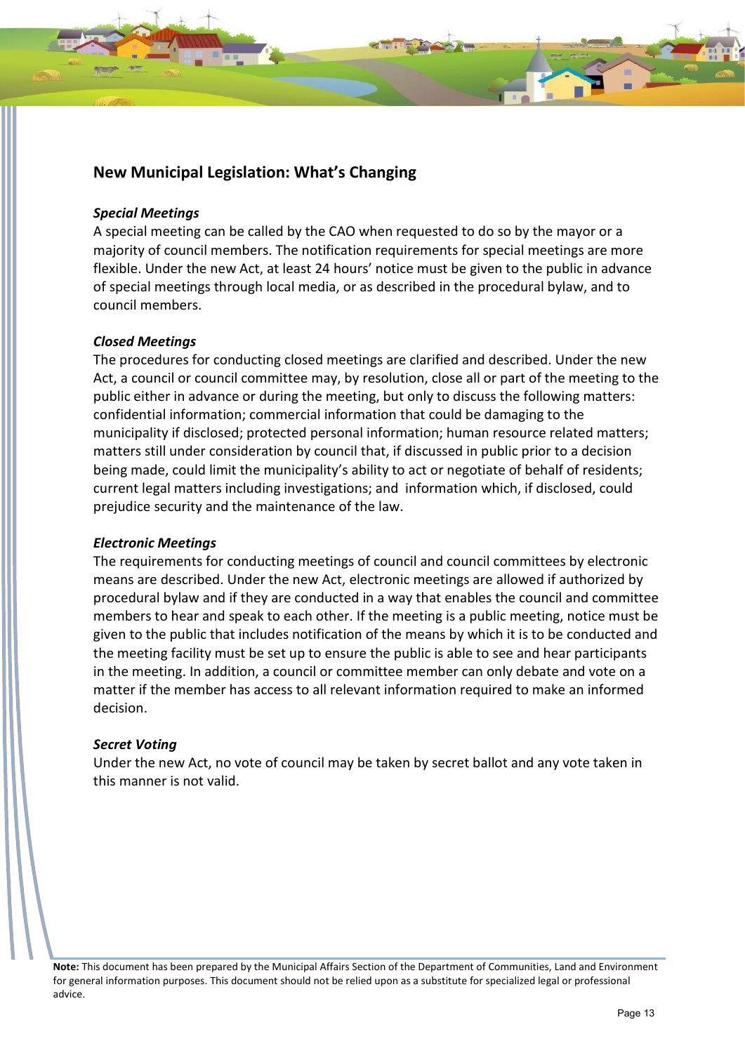## New Municipal Legislation: What's Changing

***Special Meetings***

A special meeting can be called by the CAO when requested to do so by the mayor or a majority of council members. The notification requirements for special meetings are more flexible. Under the new Act, at least 24 hours' notice must be given to the public in advance of special meetings through local media, or as described in the procedural bylaw, and to council members.

***Closed Meetings***

The procedures for conducting closed meetings are clarified and described. Under the new Act, a council or council committee may, by resolution, close all or part of the meeting to the public either in advance or during the meeting, but only to discuss the following matters: confidential information; commercial information that could be damaging to the municipality if disclosed; protected personal information; human resource related matters; matters still under consideration by council that, if discussed in public prior to a decision being made, could limit the municipality's ability to act or negotiate of behalf of residents; current legal matters including investigations; and information which, if disclosed, could prejudice security and the maintenance of the law.

***Electronic Meetings***

The requirements for conducting meetings of council and council committees by electronic means are described. Under the new Act, electronic meetings are allowed if authorized by procedural bylaw and if they are conducted in a way that enables the council and committee members to hear and speak to each other. If the meeting is a public meeting, notice must be given to the public that includes notification of the means by which it is to be conducted and the meeting facility must be set up to ensure the public is able to see and hear participants in the meeting. In addition, a council or committee member can only debate and vote on a matter if the member has access to all relevant information required to make an informed decision.

***Secret Voting***

Under the new Act, no vote of council may be taken by secret ballot and any vote taken in this manner is not valid.

**Note:** This document has been prepared by the Municipal Affairs Section of the Department of Communities, Land and Environment for general information purposes. This document should not be relied upon as a substitute for specialized legal or professional advice.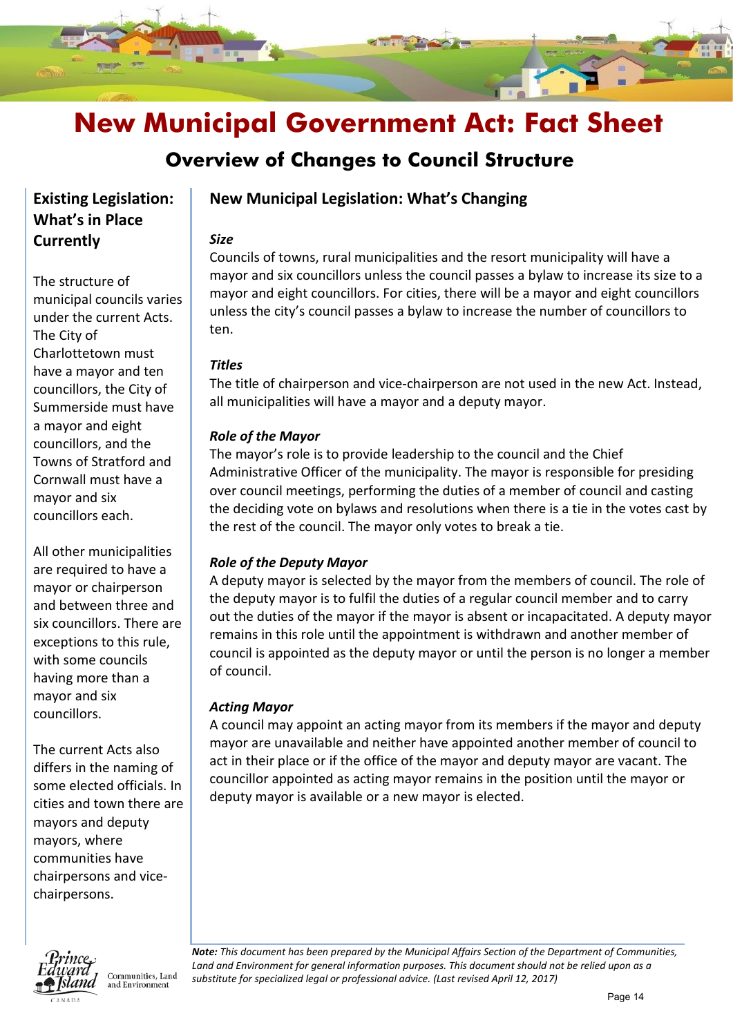# New Municipal Government Act: Fact Sheet

## Overview of Changes to Council Structure

### Existing Legislation: What's in Place Currently

The structure of municipal councils varies under the current Acts. The City of Charlottetown must have a mayor and ten councillors, the City of Summerside must have a mayor and eight councillors, and the Towns of Stratford and Cornwall must have a mayor and six councillors each.

All other municipalities are required to have a mayor or chairperson and between three and six councillors. There are exceptions to this rule, with some councils having more than a mayor and six councillors.

The current Acts also differs in the naming of some elected officials. In cities and town there are mayors and deputy mayors, where communities have chairpersons and vice-chairpersons.

### New Municipal Legislation: What's Changing

***Size***

Councils of towns, rural municipalities and the resort municipality will have a mayor and six councillors unless the council passes a bylaw to increase its size to a mayor and eight councillors. For cities, there will be a mayor and eight councillors unless the city's council passes a bylaw to increase the number of councillors to ten.

***Titles***

The title of chairperson and vice-chairperson are not used in the new Act. Instead, all municipalities will have a mayor and a deputy mayor.

***Role of the Mayor***

The mayor's role is to provide leadership to the council and the Chief Administrative Officer of the municipality. The mayor is responsible for presiding over council meetings, performing the duties of a member of council and casting the deciding vote on bylaws and resolutions when there is a tie in the votes cast by the rest of the council. The mayor only votes to break a tie.

***Role of the Deputy Mayor***

A deputy mayor is selected by the mayor from the members of council. The role of the deputy mayor is to fulfil the duties of a regular council member and to carry out the duties of the mayor if the mayor is absent or incapacitated. A deputy mayor remains in this role until the appointment is withdrawn and another member of council is appointed as the deputy mayor or until the person is no longer a member of council.

***Acting Mayor***

A council may appoint an acting mayor from its members if the mayor and deputy mayor are unavailable and neither have appointed another member of council to act in their place or if the office of the mayor and deputy mayor are vacant. The councillor appointed as acting mayor remains in the position until the mayor or deputy mayor is available or a new mayor is elected.

***Note:*** *This document has been prepared by the Municipal Affairs Section of the Department of Communities, Land and Environment for general information purposes. This document should not be relied upon as a substitute for specialized legal or professional advice. (Last revised April 12, 2017)*

Prince Edward Island Canada — Communities, Land and Environment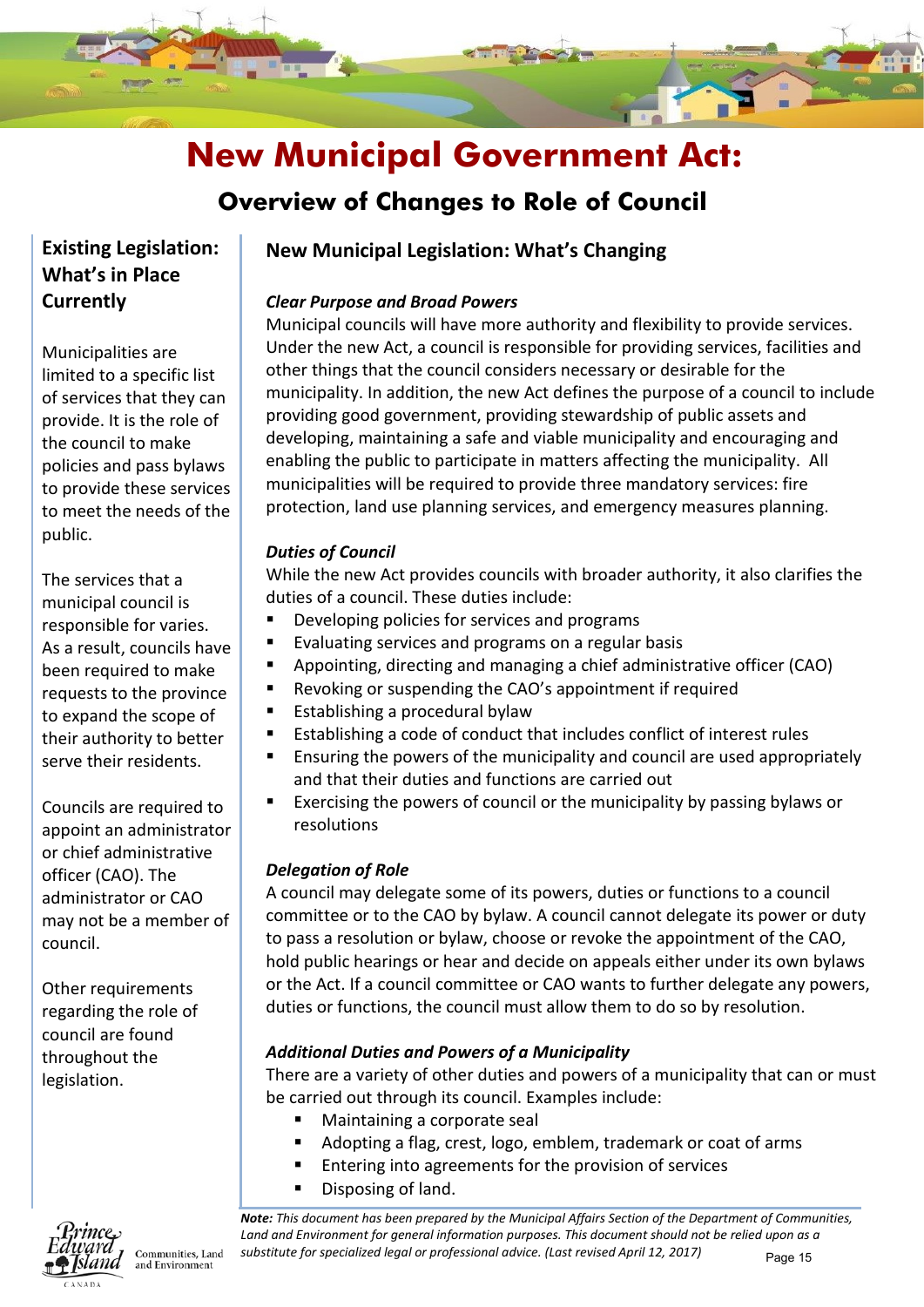# New Municipal Government Act:

## Overview of Changes to Role of Council

### Existing Legislation: What's in Place Currently

Municipalities are limited to a specific list of services that they can provide. It is the role of the council to make policies and pass bylaws to provide these services to meet the needs of the public.

The services that a municipal council is responsible for varies. As a result, councils have been required to make requests to the province to expand the scope of their authority to better serve their residents.

Councils are required to appoint an administrator or chief administrative officer (CAO). The administrator or CAO may not be a member of council.

Other requirements regarding the role of council are found throughout the legislation.

### New Municipal Legislation: What's Changing

***Clear Purpose and Broad Powers***

Municipal councils will have more authority and flexibility to provide services. Under the new Act, a council is responsible for providing services, facilities and other things that the council considers necessary or desirable for the municipality. In addition, the new Act defines the purpose of a council to include providing good government, providing stewardship of public assets and developing, maintaining a safe and viable municipality and encouraging and enabling the public to participate in matters affecting the municipality. All municipalities will be required to provide three mandatory services: fire protection, land use planning services, and emergency measures planning.

***Duties of Council***

While the new Act provides councils with broader authority, it also clarifies the duties of a council. These duties include:

- Developing policies for services and programs
- Evaluating services and programs on a regular basis
- Appointing, directing and managing a chief administrative officer (CAO)
- Revoking or suspending the CAO's appointment if required
- Establishing a procedural bylaw
- Establishing a code of conduct that includes conflict of interest rules
- Ensuring the powers of the municipality and council are used appropriately and that their duties and functions are carried out
- Exercising the powers of council or the municipality by passing bylaws or resolutions

***Delegation of Role***

A council may delegate some of its powers, duties or functions to a council committee or to the CAO by bylaw. A council cannot delegate its power or duty to pass a resolution or bylaw, choose or revoke the appointment of the CAO, hold public hearings or hear and decide on appeals either under its own bylaws or the Act. If a council committee or CAO wants to further delegate any powers, duties or functions, the council must allow them to do so by resolution.

***Additional Duties and Powers of a Municipality***

There are a variety of other duties and powers of a municipality that can or must be carried out through its council. Examples include:

- Maintaining a corporate seal
- Adopting a flag, crest, logo, emblem, trademark or coat of arms
- Entering into agreements for the provision of services
- Disposing of land.

***Note:*** *This document has been prepared by the Municipal Affairs Section of the Department of Communities, Land and Environment for general information purposes. This document should not be relied upon as a substitute for specialized legal or professional advice. (Last revised April 12, 2017)*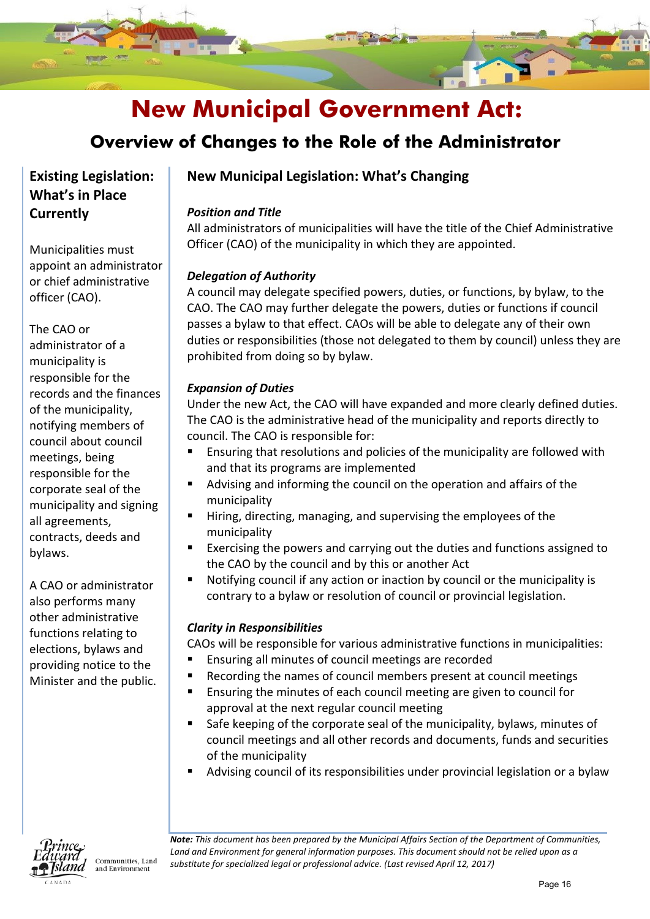# New Municipal Government Act:

## Overview of Changes to the Role of the Administrator

### Existing Legislation: What's in Place Currently

Municipalities must appoint an administrator or chief administrative officer (CAO).

The CAO or administrator of a municipality is responsible for the records and the finances of the municipality, notifying members of council about council meetings, being responsible for the corporate seal of the municipality and signing all agreements, contracts, deeds and bylaws.

A CAO or administrator also performs many other administrative functions relating to elections, bylaws and providing notice to the Minister and the public.

### New Municipal Legislation: What's Changing

***Position and Title***

All administrators of municipalities will have the title of the Chief Administrative Officer (CAO) of the municipality in which they are appointed.

***Delegation of Authority***

A council may delegate specified powers, duties, or functions, by bylaw, to the CAO. The CAO may further delegate the powers, duties or functions if council passes a bylaw to that effect. CAOs will be able to delegate any of their own duties or responsibilities (those not delegated to them by council) unless they are prohibited from doing so by bylaw.

***Expansion of Duties***

Under the new Act, the CAO will have expanded and more clearly defined duties. The CAO is the administrative head of the municipality and reports directly to council. The CAO is responsible for:

- Ensuring that resolutions and policies of the municipality are followed with and that its programs are implemented
- Advising and informing the council on the operation and affairs of the municipality
- Hiring, directing, managing, and supervising the employees of the municipality
- Exercising the powers and carrying out the duties and functions assigned to the CAO by the council and by this or another Act
- Notifying council if any action or inaction by council or the municipality is contrary to a bylaw or resolution of council or provincial legislation.

***Clarity in Responsibilities***

CAOs will be responsible for various administrative functions in municipalities:

- Ensuring all minutes of council meetings are recorded
- Recording the names of council members present at council meetings
- Ensuring the minutes of each council meeting are given to council for approval at the next regular council meeting
- Safe keeping of the corporate seal of the municipality, bylaws, minutes of council meetings and all other records and documents, funds and securities of the municipality
- Advising council of its responsibilities under provincial legislation or a bylaw

***Note:*** *This document has been prepared by the Municipal Affairs Section of the Department of Communities, Land and Environment for general information purposes. This document should not be relied upon as a substitute for specialized legal or professional advice. (Last revised April 12, 2017)*

Prince Edward Island Canada — Communities, Land and Environment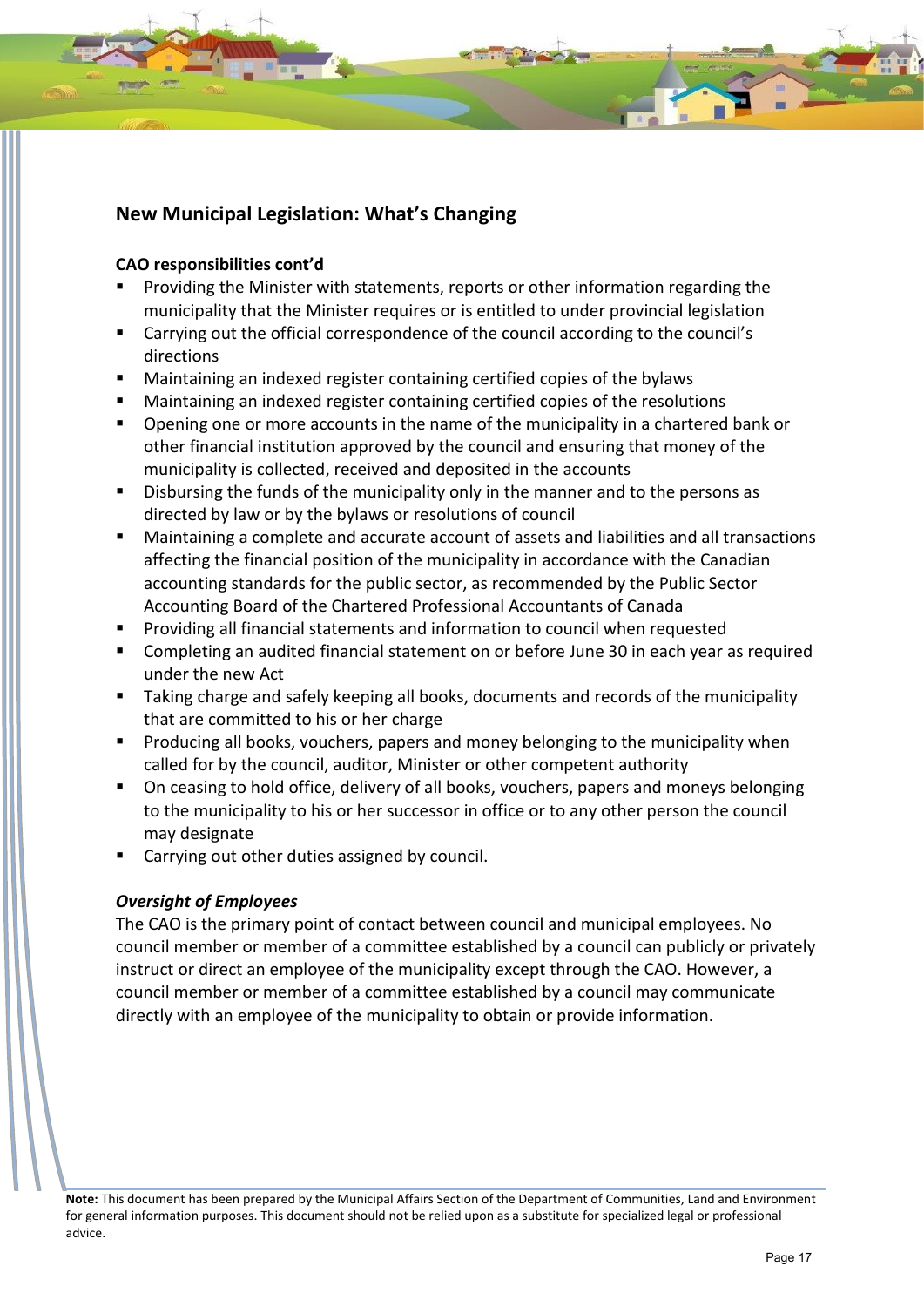## New Municipal Legislation: What's Changing

**CAO responsibilities cont'd**

- Providing the Minister with statements, reports or other information regarding the municipality that the Minister requires or is entitled to under provincial legislation
- Carrying out the official correspondence of the council according to the council's directions
- Maintaining an indexed register containing certified copies of the bylaws
- Maintaining an indexed register containing certified copies of the resolutions
- Opening one or more accounts in the name of the municipality in a chartered bank or other financial institution approved by the council and ensuring that money of the municipality is collected, received and deposited in the accounts
- Disbursing the funds of the municipality only in the manner and to the persons as directed by law or by the bylaws or resolutions of council
- Maintaining a complete and accurate account of assets and liabilities and all transactions affecting the financial position of the municipality in accordance with the Canadian accounting standards for the public sector, as recommended by the Public Sector Accounting Board of the Chartered Professional Accountants of Canada
- Providing all financial statements and information to council when requested
- Completing an audited financial statement on or before June 30 in each year as required under the new Act
- Taking charge and safely keeping all books, documents and records of the municipality that are committed to his or her charge
- Producing all books, vouchers, papers and money belonging to the municipality when called for by the council, auditor, Minister or other competent authority
- On ceasing to hold office, delivery of all books, vouchers, papers and moneys belonging to the municipality to his or her successor in office or to any other person the council may designate
- Carrying out other duties assigned by council.

***Oversight of Employees***

The CAO is the primary point of contact between council and municipal employees. No council member or member of a committee established by a council can publicly or privately instruct or direct an employee of the municipality except through the CAO. However, a council member or member of a committee established by a council may communicate directly with an employee of the municipality to obtain or provide information.

**Note:** This document has been prepared by the Municipal Affairs Section of the Department of Communities, Land and Environment for general information purposes. This document should not be relied upon as a substitute for specialized legal or professional advice.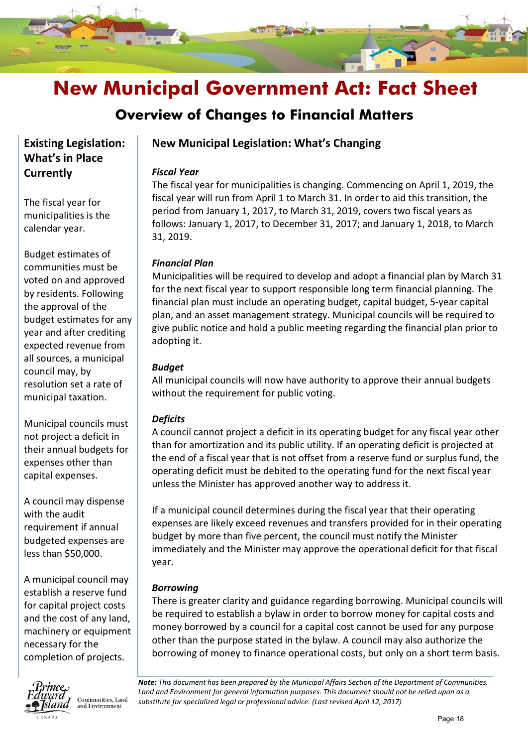# New Municipal Government Act: Fact Sheet

## Overview of Changes to Financial Matters

### Existing Legislation: What's in Place Currently

The fiscal year for municipalities is the calendar year.

Budget estimates of communities must be voted on and approved by residents. Following the approval of the budget estimates for any year and after crediting expected revenue from all sources, a municipal council may, by resolution set a rate of municipal taxation.

Municipal councils must not project a deficit in their annual budgets for expenses other than capital expenses.

A council may dispense with the audit requirement if annual budgeted expenses are less than $50,000.

A municipal council may establish a reserve fund for capital project costs and the cost of any land, machinery or equipment necessary for the completion of projects.

### New Municipal Legislation: What's Changing

***Fiscal Year***

The fiscal year for municipalities is changing. Commencing on April 1, 2019, the fiscal year will run from April 1 to March 31. In order to aid this transition, the period from January 1, 2017, to March 31, 2019, covers two fiscal years as follows: January 1, 2017, to December 31, 2017; and January 1, 2018, to March 31, 2019.

***Financial Plan***

Municipalities will be required to develop and adopt a financial plan by March 31 for the next fiscal year to support responsible long term financial planning. The financial plan must include an operating budget, capital budget, 5-year capital plan, and an asset management strategy. Municipal councils will be required to give public notice and hold a public meeting regarding the financial plan prior to adopting it.

***Budget***

All municipal councils will now have authority to approve their annual budgets without the requirement for public voting.

***Deficits***

A council cannot project a deficit in its operating budget for any fiscal year other than for amortization and its public utility. If an operating deficit is projected at the end of a fiscal year that is not offset from a reserve fund or surplus fund, the operating deficit must be debited to the operating fund for the next fiscal year unless the Minister has approved another way to address it.

If a municipal council determines during the fiscal year that their operating expenses are likely exceed revenues and transfers provided for in their operating budget by more than five percent, the council must notify the Minister immediately and the Minister may approve the operational deficit for that fiscal year.

***Borrowing***

There is greater clarity and guidance regarding borrowing. Municipal councils will be required to establish a bylaw in order to borrow money for capital costs and money borrowed by a council for a capital cost cannot be used for any purpose other than the purpose stated in the bylaw. A council may also authorize the borrowing of money to finance operational costs, but only on a short term basis.

***Note:*** *This document has been prepared by the Municipal Affairs Section of the Department of Communities, Land and Environment for general information purposes. This document should not be relied upon as a substitute for specialized legal or professional advice. (Last revised April 12, 2017)*

Prince Edward Island, Canada — Communities, Land and Environment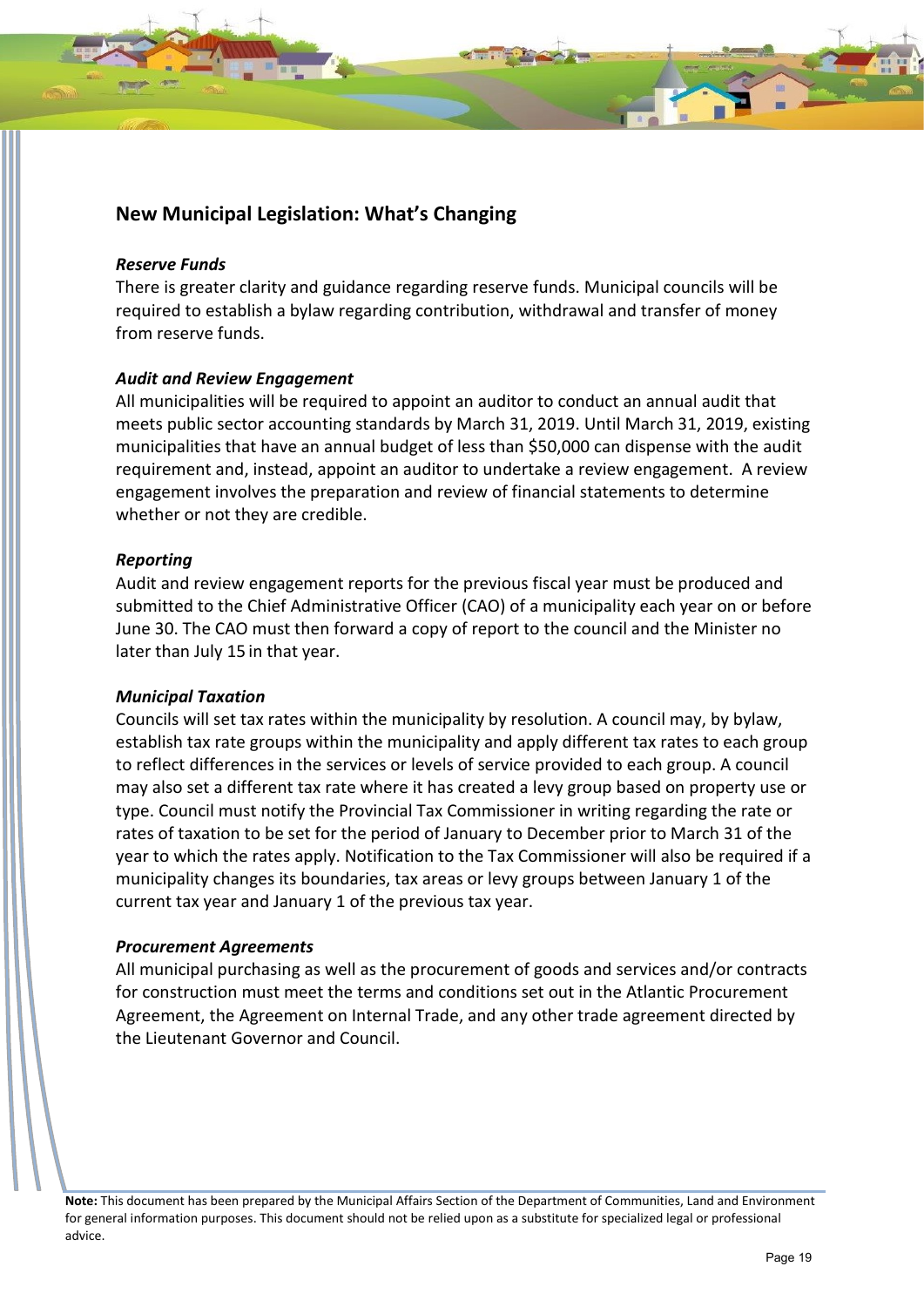## New Municipal Legislation: What's Changing

***Reserve Funds***

There is greater clarity and guidance regarding reserve funds. Municipal councils will be required to establish a bylaw regarding contribution, withdrawal and transfer of money from reserve funds.

***Audit and Review Engagement***

All municipalities will be required to appoint an auditor to conduct an annual audit that meets public sector accounting standards by March 31, 2019. Until March 31, 2019, existing municipalities that have an annual budget of less than $50,000 can dispense with the audit requirement and, instead, appoint an auditor to undertake a review engagement. A review engagement involves the preparation and review of financial statements to determine whether or not they are credible.

***Reporting***

Audit and review engagement reports for the previous fiscal year must be produced and submitted to the Chief Administrative Officer (CAO) of a municipality each year on or before June 30. The CAO must then forward a copy of report to the council and the Minister no later than July 15 in that year.

***Municipal Taxation***

Councils will set tax rates within the municipality by resolution. A council may, by bylaw, establish tax rate groups within the municipality and apply different tax rates to each group to reflect differences in the services or levels of service provided to each group. A council may also set a different tax rate where it has created a levy group based on property use or type. Council must notify the Provincial Tax Commissioner in writing regarding the rate or rates of taxation to be set for the period of January to December prior to March 31 of the year to which the rates apply. Notification to the Tax Commissioner will also be required if a municipality changes its boundaries, tax areas or levy groups between January 1 of the current tax year and January 1 of the previous tax year.

***Procurement Agreements***

All municipal purchasing as well as the procurement of goods and services and/or contracts for construction must meet the terms and conditions set out in the Atlantic Procurement Agreement, the Agreement on Internal Trade, and any other trade agreement directed by the Lieutenant Governor and Council.

**Note:** This document has been prepared by the Municipal Affairs Section of the Department of Communities, Land and Environment for general information purposes. This document should not be relied upon as a substitute for specialized legal or professional advice.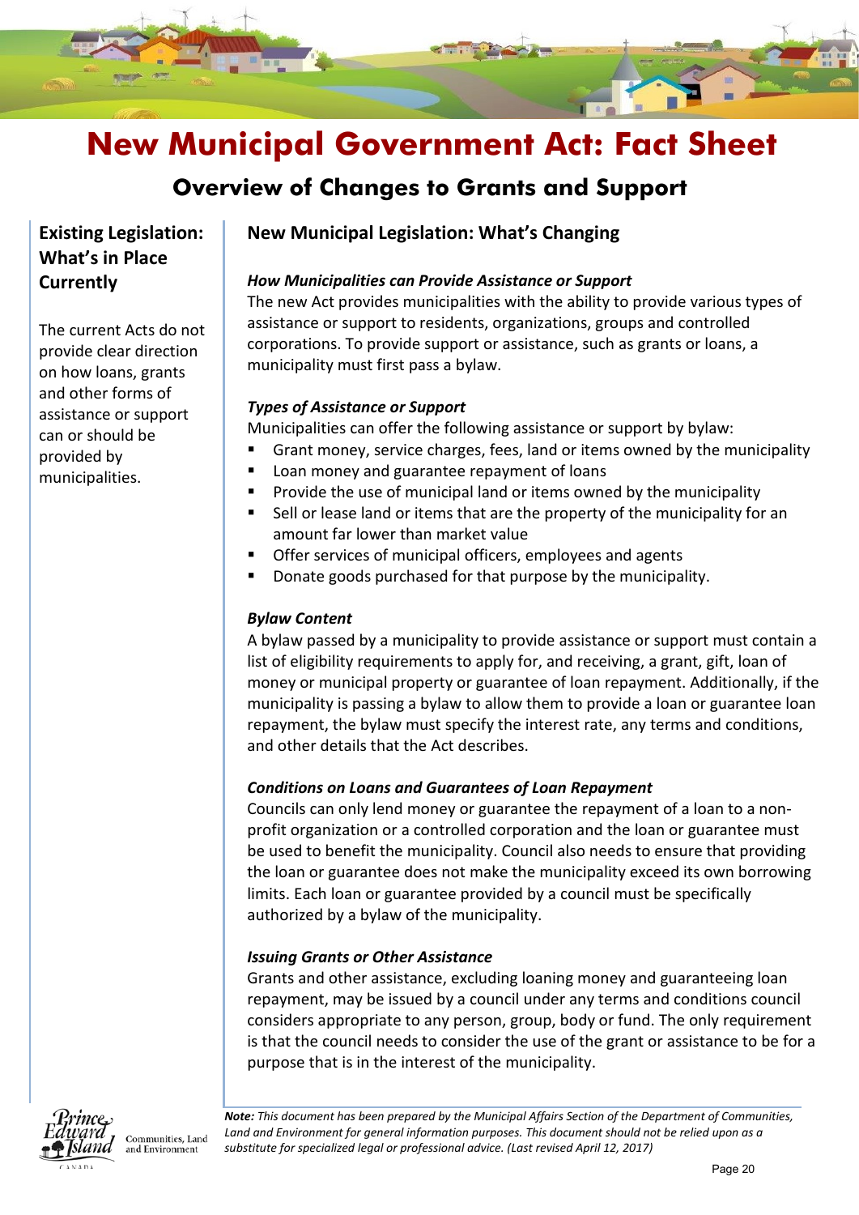# New Municipal Government Act: Fact Sheet

## Overview of Changes to Grants and Support

### Existing Legislation: What's in Place Currently

The current Acts do not provide clear direction on how loans, grants and other forms of assistance or support can or should be provided by municipalities.

### New Municipal Legislation: What's Changing

***How Municipalities can Provide Assistance or Support***

The new Act provides municipalities with the ability to provide various types of assistance or support to residents, organizations, groups and controlled corporations. To provide support or assistance, such as grants or loans, a municipality must first pass a bylaw.

***Types of Assistance or Support***

Municipalities can offer the following assistance or support by bylaw:

- Grant money, service charges, fees, land or items owned by the municipality
- Loan money and guarantee repayment of loans
- Provide the use of municipal land or items owned by the municipality
- Sell or lease land or items that are the property of the municipality for an amount far lower than market value
- Offer services of municipal officers, employees and agents
- Donate goods purchased for that purpose by the municipality.

***Bylaw Content***

A bylaw passed by a municipality to provide assistance or support must contain a list of eligibility requirements to apply for, and receiving, a grant, gift, loan of money or municipal property or guarantee of loan repayment. Additionally, if the municipality is passing a bylaw to allow them to provide a loan or guarantee loan repayment, the bylaw must specify the interest rate, any terms and conditions, and other details that the Act describes.

***Conditions on Loans and Guarantees of Loan Repayment***

Councils can only lend money or guarantee the repayment of a loan to a non-profit organization or a controlled corporation and the loan or guarantee must be used to benefit the municipality. Council also needs to ensure that providing the loan or guarantee does not make the municipality exceed its own borrowing limits. Each loan or guarantee provided by a council must be specifically authorized by a bylaw of the municipality.

***Issuing Grants or Other Assistance***

Grants and other assistance, excluding loaning money and guaranteeing loan repayment, may be issued by a council under any terms and conditions council considers appropriate to any person, group, body or fund. The only requirement is that the council needs to consider the use of the grant or assistance to be for a purpose that is in the interest of the municipality.

***Note:*** *This document has been prepared by the Municipal Affairs Section of the Department of Communities, Land and Environment for general information purposes. This document should not be relied upon as a substitute for specialized legal or professional advice. (Last revised April 12, 2017)*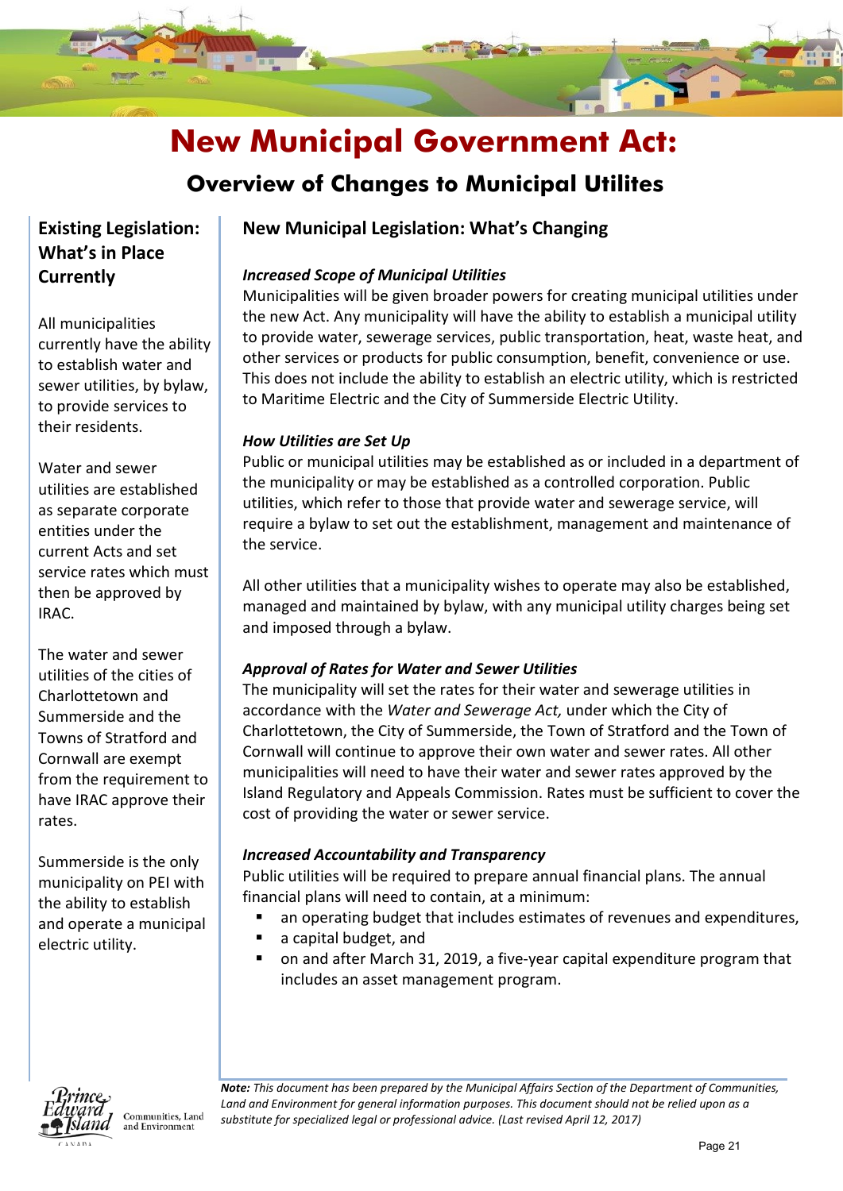# New Municipal Government Act:

## Overview of Changes to Municipal Utilites

### Existing Legislation: What's in Place Currently

All municipalities currently have the ability to establish water and sewer utilities, by bylaw, to provide services to their residents.

Water and sewer utilities are established as separate corporate entities under the current Acts and set service rates which must then be approved by IRAC.

The water and sewer utilities of the cities of Charlottetown and Summerside and the Towns of Stratford and Cornwall are exempt from the requirement to have IRAC approve their rates.

Summerside is the only municipality on PEI with the ability to establish and operate a municipal electric utility.

### New Municipal Legislation: What's Changing

***Increased Scope of Municipal Utilities***

Municipalities will be given broader powers for creating municipal utilities under the new Act. Any municipality will have the ability to establish a municipal utility to provide water, sewerage services, public transportation, heat, waste heat, and other services or products for public consumption, benefit, convenience or use. This does not include the ability to establish an electric utility, which is restricted to Maritime Electric and the City of Summerside Electric Utility.

***How Utilities are Set Up***

Public or municipal utilities may be established as or included in a department of the municipality or may be established as a controlled corporation. Public utilities, which refer to those that provide water and sewerage service, will require a bylaw to set out the establishment, management and maintenance of the service.

All other utilities that a municipality wishes to operate may also be established, managed and maintained by bylaw, with any municipal utility charges being set and imposed through a bylaw.

***Approval of Rates for Water and Sewer Utilities***

The municipality will set the rates for their water and sewerage utilities in accordance with the *Water and Sewerage Act,* under which the City of Charlottetown, the City of Summerside, the Town of Stratford and the Town of Cornwall will continue to approve their own water and sewer rates. All other municipalities will need to have their water and sewer rates approved by the Island Regulatory and Appeals Commission. Rates must be sufficient to cover the cost of providing the water or sewer service.

***Increased Accountability and Transparency***

Public utilities will be required to prepare annual financial plans. The annual financial plans will need to contain, at a minimum:

- an operating budget that includes estimates of revenues and expenditures,
- a capital budget, and
- on and after March 31, 2019, a five-year capital expenditure program that includes an asset management program.

*__Note:__ This document has been prepared by the Municipal Affairs Section of the Department of Communities, Land and Environment for general information purposes. This document should not be relied upon as a substitute for specialized legal or professional advice. (Last revised April 12, 2017)*

Prince Edward Island Canada — Communities, Land and Environment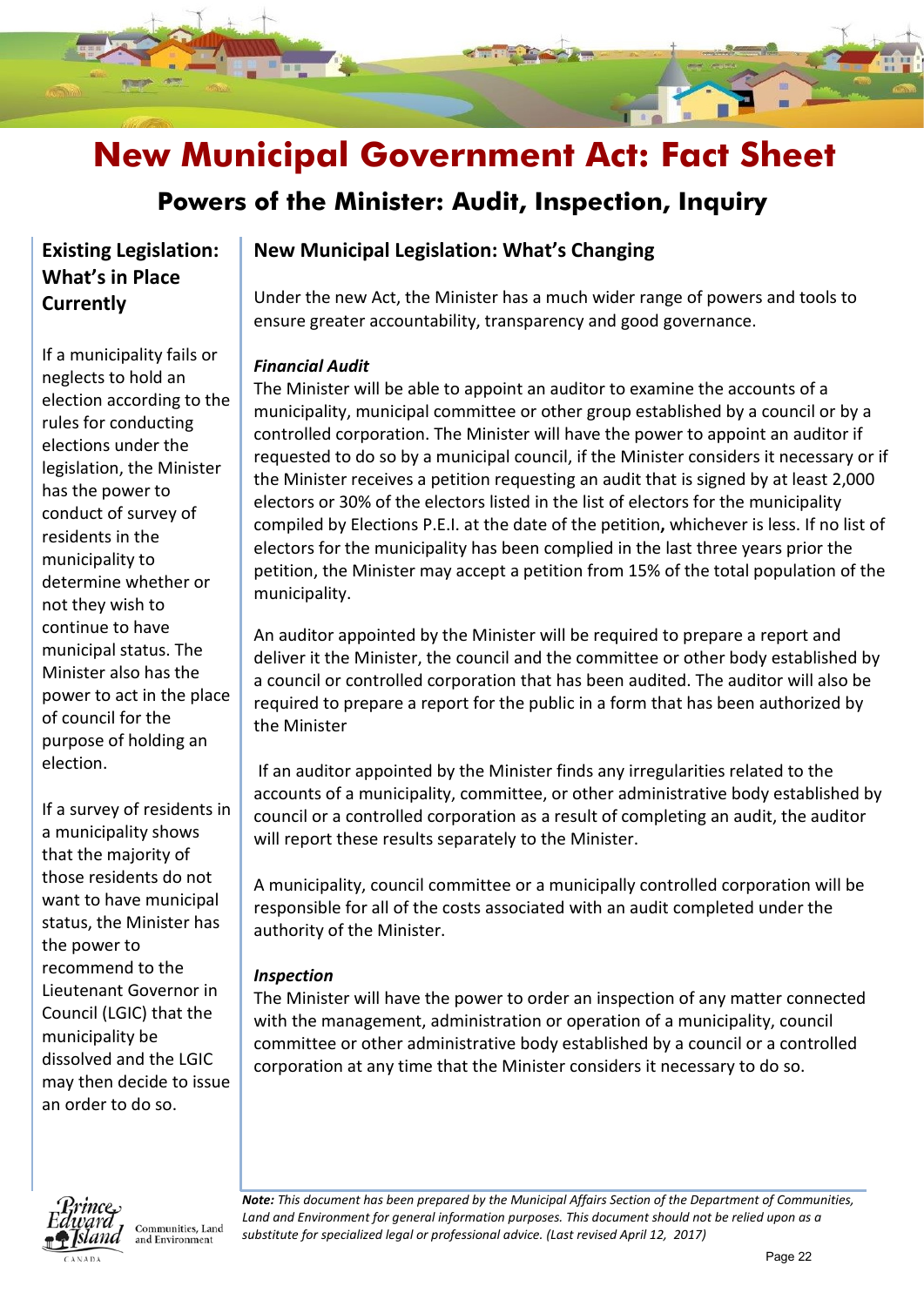# New Municipal Government Act: Fact Sheet

## Powers of the Minister: Audit, Inspection, Inquiry

### Existing Legislation: What's in Place Currently

If a municipality fails or neglects to hold an election according to the rules for conducting elections under the legislation, the Minister has the power to conduct of survey of residents in the municipality to determine whether or not they wish to continue to have municipal status. The Minister also has the power to act in the place of council for the purpose of holding an election.

If a survey of residents in a municipality shows that the majority of those residents do not want to have municipal status, the Minister has the power to recommend to the Lieutenant Governor in Council (LGIC) that the municipality be dissolved and the LGIC may then decide to issue an order to do so.

### New Municipal Legislation: What's Changing

Under the new Act, the Minister has a much wider range of powers and tools to ensure greater accountability, transparency and good governance.

***Financial Audit***

The Minister will be able to appoint an auditor to examine the accounts of a municipality, municipal committee or other group established by a council or by a controlled corporation. The Minister will have the power to appoint an auditor if requested to do so by a municipal council, if the Minister considers it necessary or if the Minister receives a petition requesting an audit that is signed by at least 2,000 electors or 30% of the electors listed in the list of electors for the municipality compiled by Elections P.E.I. at the date of the petition**,** whichever is less. If no list of electors for the municipality has been complied in the last three years prior the petition, the Minister may accept a petition from 15% of the total population of the municipality.

An auditor appointed by the Minister will be required to prepare a report and deliver it the Minister, the council and the committee or other body established by a council or controlled corporation that has been audited. The auditor will also be required to prepare a report for the public in a form that has been authorized by the Minister

If an auditor appointed by the Minister finds any irregularities related to the accounts of a municipality, committee, or other administrative body established by council or a controlled corporation as a result of completing an audit, the auditor will report these results separately to the Minister.

A municipality, council committee or a municipally controlled corporation will be responsible for all of the costs associated with an audit completed under the authority of the Minister.

***Inspection***

The Minister will have the power to order an inspection of any matter connected with the management, administration or operation of a municipality, council committee or other administrative body established by a council or a controlled corporation at any time that the Minister considers it necessary to do so.

***Note:*** *This document has been prepared by the Municipal Affairs Section of the Department of Communities, Land and Environment for general information purposes. This document should not be relied upon as a substitute for specialized legal or professional advice. (Last revised April 12, 2017)*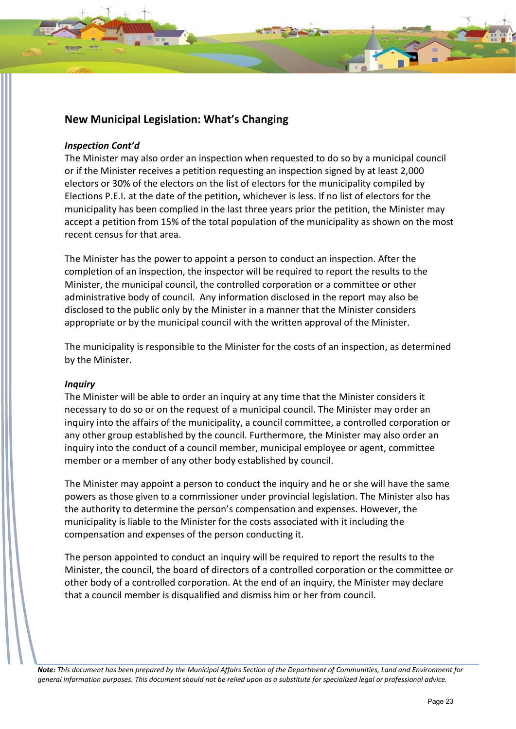## New Municipal Legislation: What's Changing

***Inspection Cont'd***

The Minister may also order an inspection when requested to do so by a municipal council or if the Minister receives a petition requesting an inspection signed by at least 2,000 electors or 30% of the electors on the list of electors for the municipality compiled by Elections P.E.I. at the date of the petition**,** whichever is less. If no list of electors for the municipality has been complied in the last three years prior the petition, the Minister may accept a petition from 15% of the total population of the municipality as shown on the most recent census for that area.

The Minister has the power to appoint a person to conduct an inspection. After the completion of an inspection, the inspector will be required to report the results to the Minister, the municipal council, the controlled corporation or a committee or other administrative body of council. Any information disclosed in the report may also be disclosed to the public only by the Minister in a manner that the Minister considers appropriate or by the municipal council with the written approval of the Minister.

The municipality is responsible to the Minister for the costs of an inspection, as determined by the Minister.

***Inquiry***

The Minister will be able to order an inquiry at any time that the Minister considers it necessary to do so or on the request of a municipal council. The Minister may order an inquiry into the affairs of the municipality, a council committee, a controlled corporation or any other group established by the council. Furthermore, the Minister may also order an inquiry into the conduct of a council member, municipal employee or agent, committee member or a member of any other body established by council.

The Minister may appoint a person to conduct the inquiry and he or she will have the same powers as those given to a commissioner under provincial legislation. The Minister also has the authority to determine the person's compensation and expenses. However, the municipality is liable to the Minister for the costs associated with it including the compensation and expenses of the person conducting it.

The person appointed to conduct an inquiry will be required to report the results to the Minister, the council, the board of directors of a controlled corporation or the committee or other body of a controlled corporation. At the end of an inquiry, the Minister may declare that a council member is disqualified and dismiss him or her from council.

***Note:*** *This document has been prepared by the Municipal Affairs Section of the Department of Communities, Land and Environment for general information purposes. This document should not be relied upon as a substitute for specialized legal or professional advice.*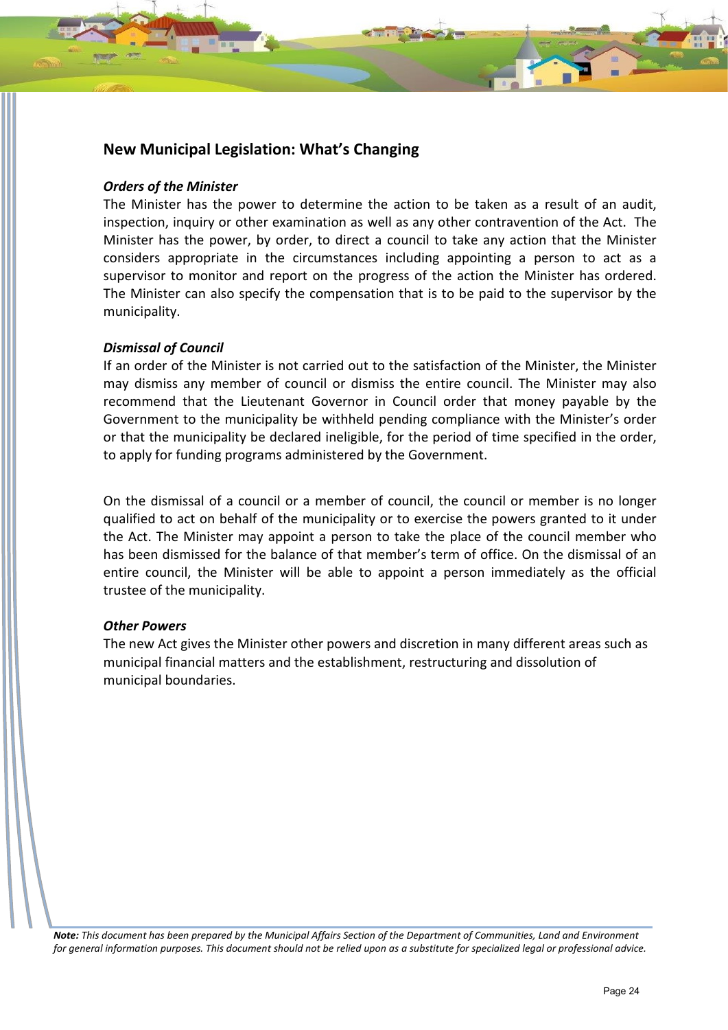## New Municipal Legislation: What's Changing

***Orders of the Minister***

The Minister has the power to determine the action to be taken as a result of an audit, inspection, inquiry or other examination as well as any other contravention of the Act. The Minister has the power, by order, to direct a council to take any action that the Minister considers appropriate in the circumstances including appointing a person to act as a supervisor to monitor and report on the progress of the action the Minister has ordered. The Minister can also specify the compensation that is to be paid to the supervisor by the municipality.

***Dismissal of Council***

If an order of the Minister is not carried out to the satisfaction of the Minister, the Minister may dismiss any member of council or dismiss the entire council. The Minister may also recommend that the Lieutenant Governor in Council order that money payable by the Government to the municipality be withheld pending compliance with the Minister's order or that the municipality be declared ineligible, for the period of time specified in the order, to apply for funding programs administered by the Government.

On the dismissal of a council or a member of council, the council or member is no longer qualified to act on behalf of the municipality or to exercise the powers granted to it under the Act. The Minister may appoint a person to take the place of the council member who has been dismissed for the balance of that member's term of office. On the dismissal of an entire council, the Minister will be able to appoint a person immediately as the official trustee of the municipality.

***Other Powers***

The new Act gives the Minister other powers and discretion in many different areas such as municipal financial matters and the establishment, restructuring and dissolution of municipal boundaries.

***Note:*** *This document has been prepared by the Municipal Affairs Section of the Department of Communities, Land and Environment for general information purposes. This document should not be relied upon as a substitute for specialized legal or professional advice.*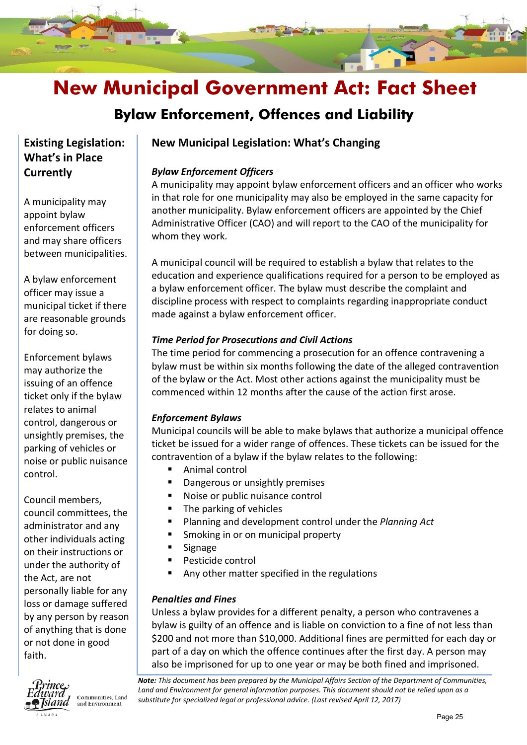# New Municipal Government Act: Fact Sheet

## Bylaw Enforcement, Offences and Liability

### Existing Legislation: What's in Place Currently

A municipality may appoint bylaw enforcement officers and may share officers between municipalities.

A bylaw enforcement officer may issue a municipal ticket if there are reasonable grounds for doing so.

Enforcement bylaws may authorize the issuing of an offence ticket only if the bylaw relates to animal control, dangerous or unsightly premises, the parking of vehicles or noise or public nuisance control.

Council members, council committees, the administrator and any other individuals acting on their instructions or under the authority of the Act, are not personally liable for any loss or damage suffered by any person by reason of anything that is done or not done in good faith.

### New Municipal Legislation: What's Changing

***Bylaw Enforcement Officers***

A municipality may appoint bylaw enforcement officers and an officer who works in that role for one municipality may also be employed in the same capacity for another municipality. Bylaw enforcement officers are appointed by the Chief Administrative Officer (CAO) and will report to the CAO of the municipality for whom they work.

A municipal council will be required to establish a bylaw that relates to the education and experience qualifications required for a person to be employed as a bylaw enforcement officer. The bylaw must describe the complaint and discipline process with respect to complaints regarding inappropriate conduct made against a bylaw enforcement officer.

***Time Period for Prosecutions and Civil Actions***

The time period for commencing a prosecution for an offence contravening a bylaw must be within six months following the date of the alleged contravention of the bylaw or the Act. Most other actions against the municipality must be commenced within 12 months after the cause of the action first arose.

***Enforcement Bylaws***

Municipal councils will be able to make bylaws that authorize a municipal offence ticket be issued for a wider range of offences. These tickets can be issued for the contravention of a bylaw if the bylaw relates to the following:

- Animal control
- Dangerous or unsightly premises
- Noise or public nuisance control
- The parking of vehicles
- Planning and development control under the *Planning Act*
- Smoking in or on municipal property
- Signage
- Pesticide control
- Any other matter specified in the regulations

***Penalties and Fines***

Unless a bylaw provides for a different penalty, a person who contravenes a bylaw is guilty of an offence and is liable on conviction to a fine of not less than $200 and not more than $10,000. Additional fines are permitted for each day or part of a day on which the offence continues after the first day. A person may also be imprisoned for up to one year or may be both fined and imprisoned.

***Note:*** *This document has been prepared by the Municipal Affairs Section of the Department of Communities, Land and Environment for general information purposes. This document should not be relied upon as a substitute for specialized legal or professional advice. (Last revised April 12, 2017)*

Prince Edward Island, Canada — Communities, Land and Environment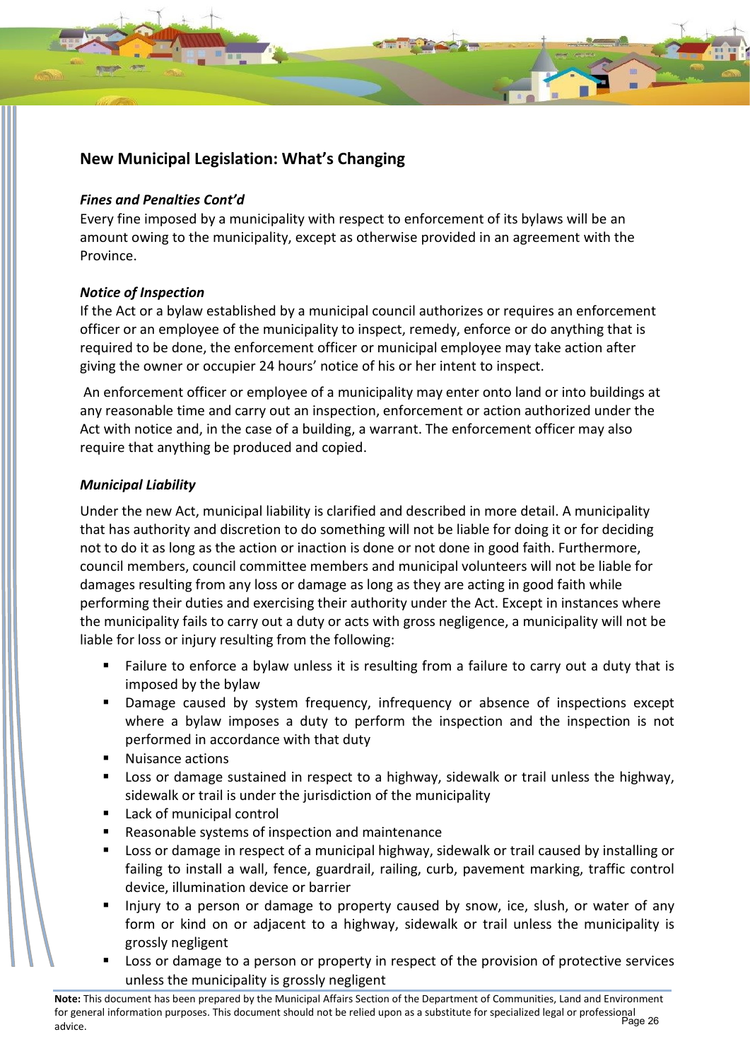## New Municipal Legislation: What's Changing

### *Fines and Penalties Cont'd*

Every fine imposed by a municipality with respect to enforcement of its bylaws will be an amount owing to the municipality, except as otherwise provided in an agreement with the Province.

### *Notice of Inspection*

If the Act or a bylaw established by a municipal council authorizes or requires an enforcement officer or an employee of the municipality to inspect, remedy, enforce or do anything that is required to be done, the enforcement officer or municipal employee may take action after giving the owner or occupier 24 hours' notice of his or her intent to inspect.

An enforcement officer or employee of a municipality may enter onto land or into buildings at any reasonable time and carry out an inspection, enforcement or action authorized under the Act with notice and, in the case of a building, a warrant. The enforcement officer may also require that anything be produced and copied.

### *Municipal Liability*

Under the new Act, municipal liability is clarified and described in more detail. A municipality that has authority and discretion to do something will not be liable for doing it or for deciding not to do it as long as the action or inaction is done or not done in good faith. Furthermore, council members, council committee members and municipal volunteers will not be liable for damages resulting from any loss or damage as long as they are acting in good faith while performing their duties and exercising their authority under the Act. Except in instances where the municipality fails to carry out a duty or acts with gross negligence, a municipality will not be liable for loss or injury resulting from the following:

- Failure to enforce a bylaw unless it is resulting from a failure to carry out a duty that is imposed by the bylaw
- Damage caused by system frequency, infrequency or absence of inspections except where a bylaw imposes a duty to perform the inspection and the inspection is not performed in accordance with that duty
- Nuisance actions
- Loss or damage sustained in respect to a highway, sidewalk or trail unless the highway, sidewalk or trail is under the jurisdiction of the municipality
- Lack of municipal control
- Reasonable systems of inspection and maintenance
- Loss or damage in respect of a municipal highway, sidewalk or trail caused by installing or failing to install a wall, fence, guardrail, railing, curb, pavement marking, traffic control device, illumination device or barrier
- Injury to a person or damage to property caused by snow, ice, slush, or water of any form or kind on or adjacent to a highway, sidewalk or trail unless the municipality is grossly negligent
- Loss or damage to a person or property in respect of the provision of protective services unless the municipality is grossly negligent

**Note:** This document has been prepared by the Municipal Affairs Section of the Department of Communities, Land and Environment for general information purposes. This document should not be relied upon as a substitute for specialized legal or professional advice.